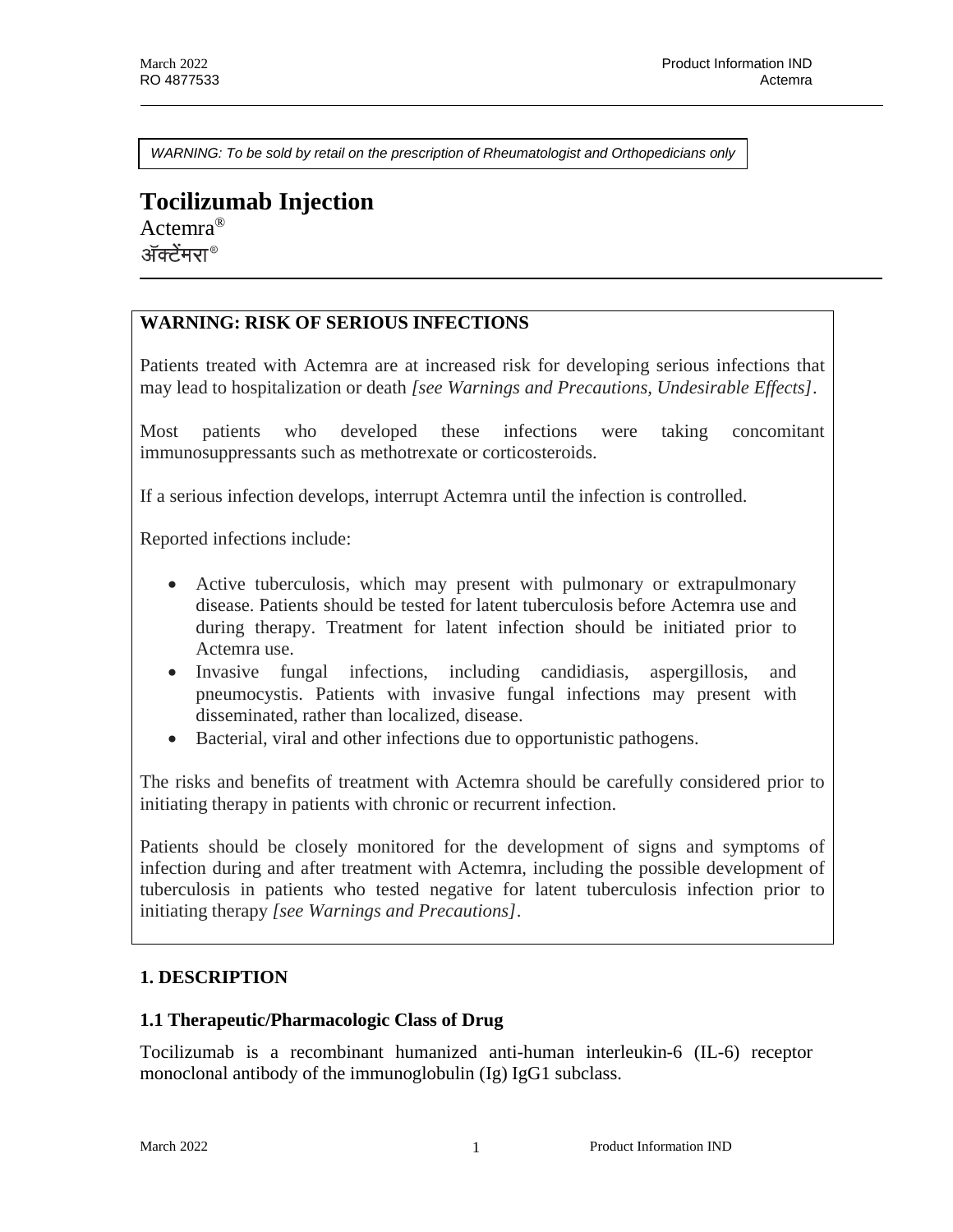*WARNING: To be sold by retail on the prescription of Rheumatologist and Orthopedicians only*

# Tocilizumab Injection

Actemra®

ऍक्टेंमरा®

## WARNING: RISK OF SERIOUS INFECTIONS

Patients treated with Actemra are at increased risk for developing serious infections that may lead to hospitalization or death *[see Warnings and Precautions, Undesirable Effects]*.

Most patients who developed these infections were taking concomitant immunosuppressants such as methotrexate or corticosteroids.

If a serious infection develops, interrupt Actemra until the infection is controlled.

Reported infections include:

- Active tuberculosis, which may present with pulmonary or extrapulmonary disease. Patients should be tested for latent tuberculosis before Actemra use and during therapy. Treatment for latent infection should be initiated prior to Actemra use.
- Invasive fungal infections, including candidiasis, aspergillosis, and pneumocystis. Patients with invasive fungal infections may present with disseminated, rather than localized, disease.
- Bacterial, viral and other infections due to opportunistic pathogens.

The risks and benefits of treatment with Actemra should be carefully considered prior to initiating therapy in patients with chronic or recurrent infection.

Patients should be closely monitored for the development of signs and symptoms of infection during and after treatment with Actemra, including the possible development of tuberculosis in patients who tested negative for latent tuberculosis infection prior to initiating therapy *[see Warnings and Precautions]*.

## 1. DESCRIPTION

### 1.1 Therapeutic/Pharmacologic Class of Drug

Tocilizumab is a recombinant humanized anti-human interleukin-6 (IL-6) receptor monoclonal antibody of the immunoglobulin (Ig) IgG1 subclass.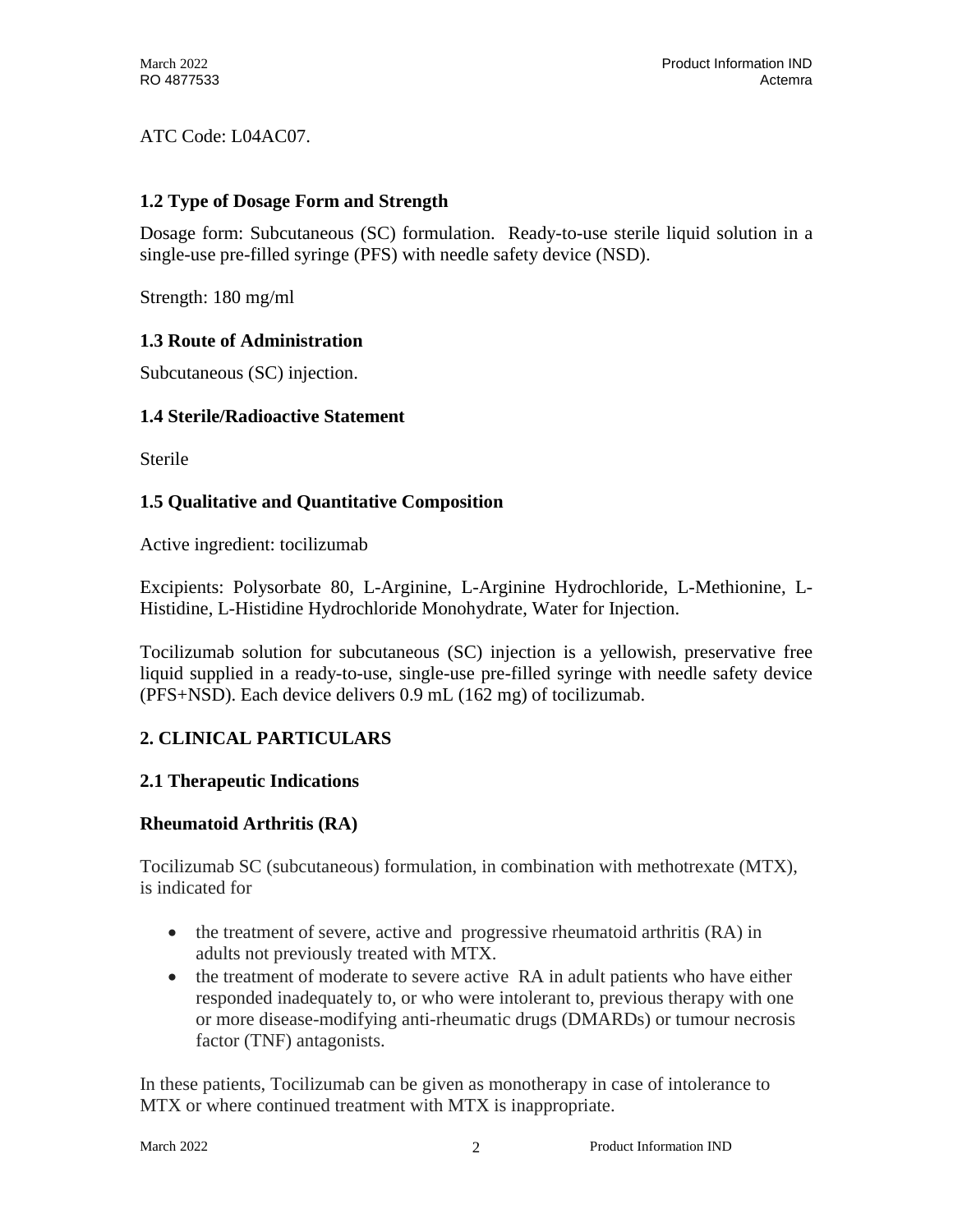ATC Code: L04AC07.

### 1.2 Type of Dosage Form and Strength

Dosage form: Subcutaneous (SC) formulation. Ready-to-use sterile liquid solution in a single-use pre-filled syringe (PFS) with needle safety device (NSD).

Strength: 180 mg/ml

### 1.3 Route of Administration

Subcutaneous (SC) injection.

### 1.4 Sterile/Radioactive Statement

Sterile

### 1.5 Qualitative and Quantitative Composition

Active ingredient: tocilizumab

Excipients: Polysorbate 80, L-Arginine, L-Arginine Hydrochloride, L-Methionine, L-Histidine, L-Histidine Hydrochloride Monohydrate, Water for Injection.

Tocilizumab solution for subcutaneous (SC) injection is a yellowish, preservative free liquid supplied in a ready-to-use, single-use pre-filled syringe with needle safety device (PFS+NSD). Each device delivers 0.9 mL (162 mg) of tocilizumab.

## 2. CLINICAL PARTICULARS

### 2.1 Therapeutic Indications

### Rheumatoid Arthritis (RA)

Tocilizumab SC (subcutaneous) formulation, in combination with methotrexate (MTX), is indicated for

- the treatment of severe, active and progressive rheumatoid arthritis (RA) in adults not previously treated with MTX.
- the treatment of moderate to severe active RA in adult patients who have either responded inadequately to, or who were intolerant to, previous therapy with one or more disease-modifying anti-rheumatic drugs (DMARDs) or tumour necrosis factor (TNF) antagonists.

In these patients, Tocilizumab can be given as monotherapy in case of intolerance to MTX or where continued treatment with MTX is inappropriate.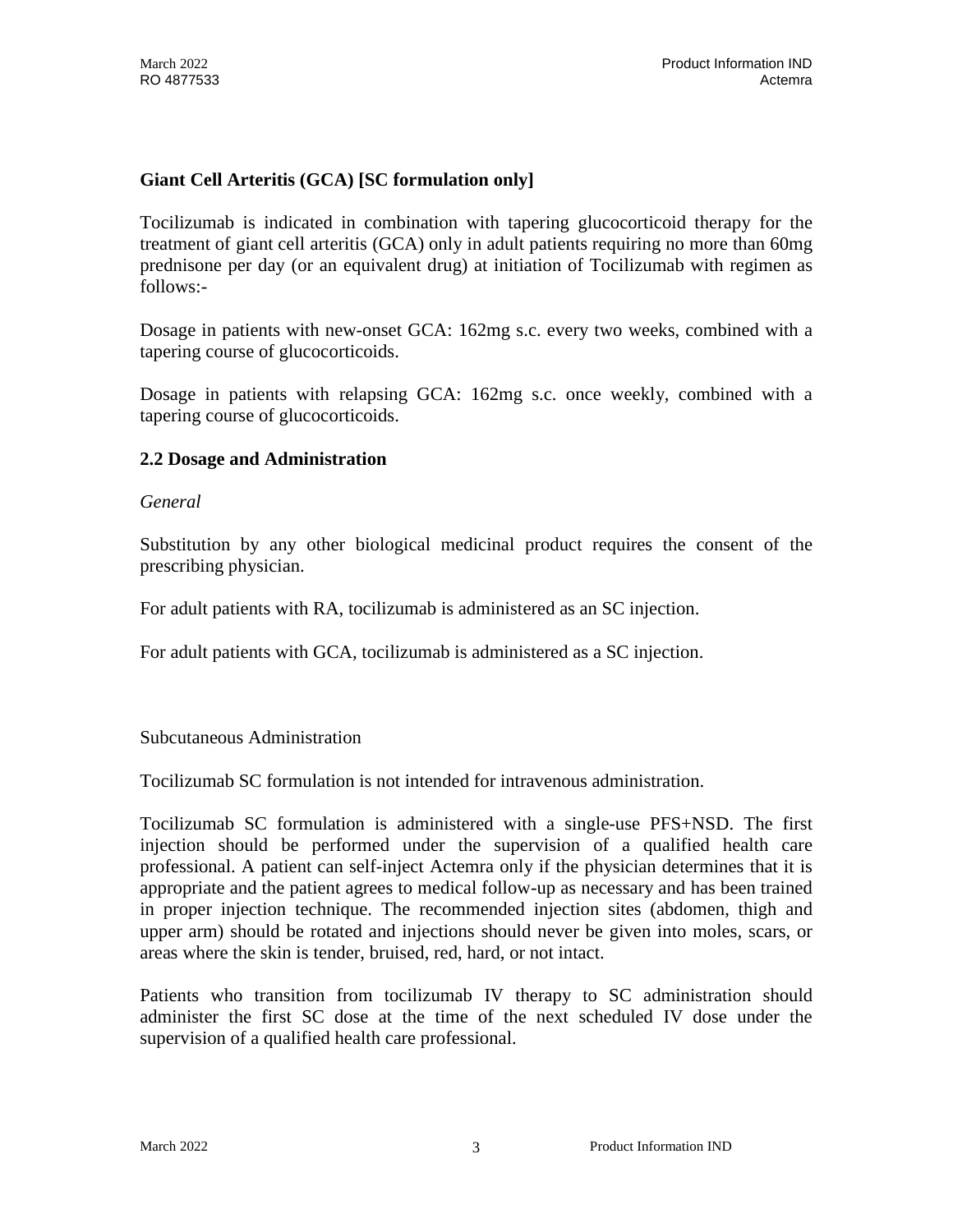### Giant Cell Arteritis (GCA) [SC formulation only]

Tocilizumab is indicated in combination with tapering glucocorticoid therapy for the treatment of giant cell arteritis (GCA) only in adult patients requiring no more than 60mg prednisone per day (or an equivalent drug) at initiation of Tocilizumab with regimen as follows:-

Dosage in patients with new-onset GCA: 162mg s.c. every two weeks, combined with a tapering course of glucocorticoids.

Dosage in patients with relapsing GCA: 162mg s.c. once weekly, combined with a tapering course of glucocorticoids.

### 2.2 Dosage and Administration

*General*

Substitution by any other biological medicinal product requires the consent of the prescribing physician.

For adult patients with RA, tocilizumab is administered as an SC injection.

For adult patients with GCA, tocilizumab is administered as a SC injection.

Subcutaneous Administration

Tocilizumab SC formulation is not intended for intravenous administration.

Tocilizumab SC formulation is administered with a single-use PFS+NSD. The first injection should be performed under the supervision of a qualified health care professional. A patient can self-inject Actemra only if the physician determines that it is appropriate and the patient agrees to medical follow-up as necessary and has been trained in proper injection technique. The recommended injection sites (abdomen, thigh and upper arm) should be rotated and injections should never be given into moles, scars, or areas where the skin is tender, bruised, red, hard, or not intact.

Patients who transition from tocilizumab IV therapy to SC administration should administer the first SC dose at the time of the next scheduled IV dose under the supervision of a qualified health care professional.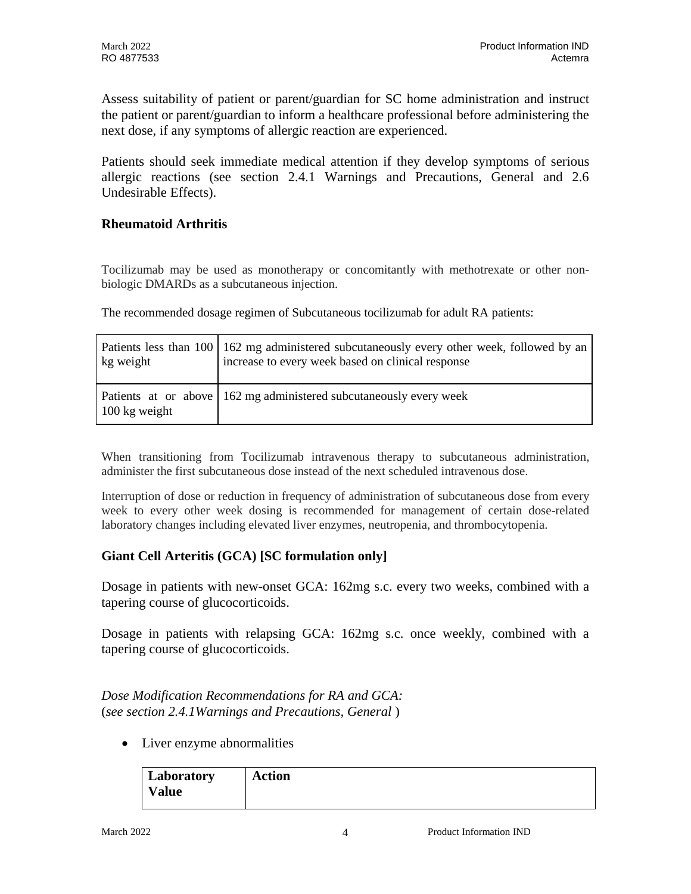Assess suitability of patient or parent/guardian for SC home administration and instruct the patient or parent/guardian to inform a healthcare professional before administering the next dose, if any symptoms of allergic reaction are experienced.

Patients should seek immediate medical attention if they develop symptoms of serious allergic reactions (see section 2.4.1 Warnings and Precautions, General and 2.6 Undesirable Effects).

### Rheumatoid Arthritis

Tocilizumab may be used as monotherapy or concomitantly with methotrexate or other non-biologic DMARDs as a subcutaneous injection.

The recommended dosage regimen of Subcutaneous tocilizumab for adult RA patients:

| | |
|---|---|
| Patients less than 100 kg weight | 162 mg administered subcutaneously every other week, followed by an increase to every week based on clinical response |
| Patients at or above 100 kg weight | 162 mg administered subcutaneously every week |

When transitioning from Tocilizumab intravenous therapy to subcutaneous administration, administer the first subcutaneous dose instead of the next scheduled intravenous dose.

Interruption of dose or reduction in frequency of administration of subcutaneous dose from every week to every other week dosing is recommended for management of certain dose-related laboratory changes including elevated liver enzymes, neutropenia, and thrombocytopenia.

### Giant Cell Arteritis (GCA) [SC formulation only]

Dosage in patients with new-onset GCA: 162mg s.c. every two weeks, combined with a tapering course of glucocorticoids.

Dosage in patients with relapsing GCA: 162mg s.c. once weekly, combined with a tapering course of glucocorticoids.

*Dose Modification Recommendations for RA and GCA:*
(*see section 2.4.1Warnings and Precautions, General* )

- Liver enzyme abnormalities

| Laboratory Value | Action |
|---|---|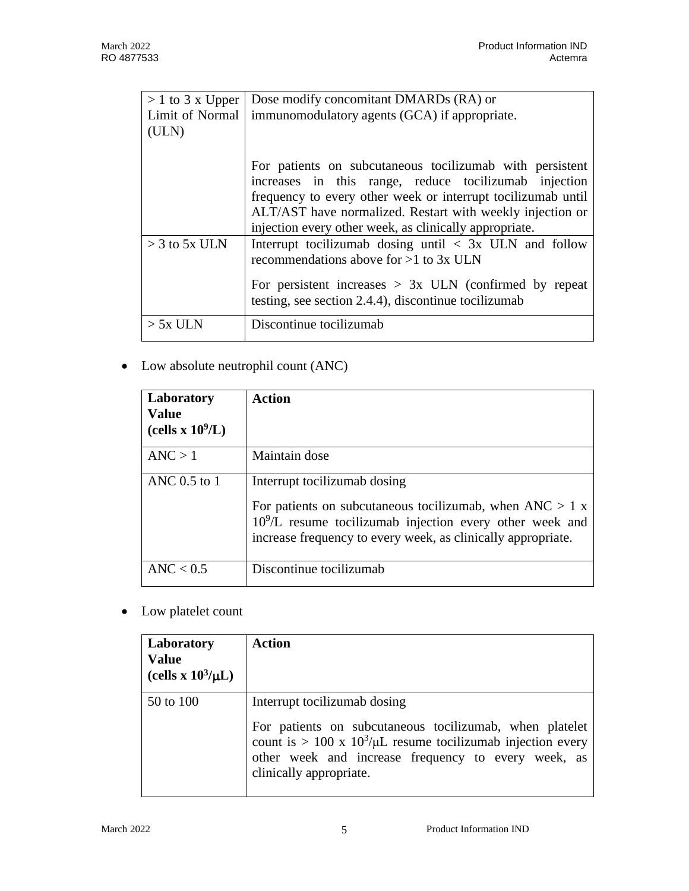| | |
|---|---|
| > 1 to 3 x Upper Limit of Normal (ULN) | Dose modify concomitant DMARDs (RA) or immunomodulatory agents (GCA) if appropriate.<br><br>For patients on subcutaneous tocilizumab with persistent increases in this range, reduce tocilizumab injection frequency to every other week or interrupt tocilizumab until ALT/AST have normalized. Restart with weekly injection or injection every other week, as clinically appropriate. |
| > 3 to 5x ULN | Interrupt tocilizumab dosing until < 3x ULN and follow recommendations above for >1 to 3x ULN<br><br>For persistent increases > 3x ULN (confirmed by repeat testing, see section 2.4.4), discontinue tocilizumab |
| > 5x ULN | Discontinue tocilizumab |

- Low absolute neutrophil count (ANC)

| **Laboratory Value (cells x $10^9$/L)** | **Action** |
|---|---|
| ANC > 1 | Maintain dose |
| ANC 0.5 to 1 | Interrupt tocilizumab dosing<br><br>For patients on subcutaneous tocilizumab, when ANC > 1 x $10^9$/L resume tocilizumab injection every other week and increase frequency to every week, as clinically appropriate. |
| ANC < 0.5 | Discontinue tocilizumab |

- Low platelet count

| **Laboratory Value (cells x $10^3/\mu L$)** | **Action** |
|---|---|
| 50 to 100 | Interrupt tocilizumab dosing<br><br>For patients on subcutaneous tocilizumab, when platelet count is > 100 x $10^3/\mu L$ resume tocilizumab injection every other week and increase frequency to every week, as clinically appropriate. |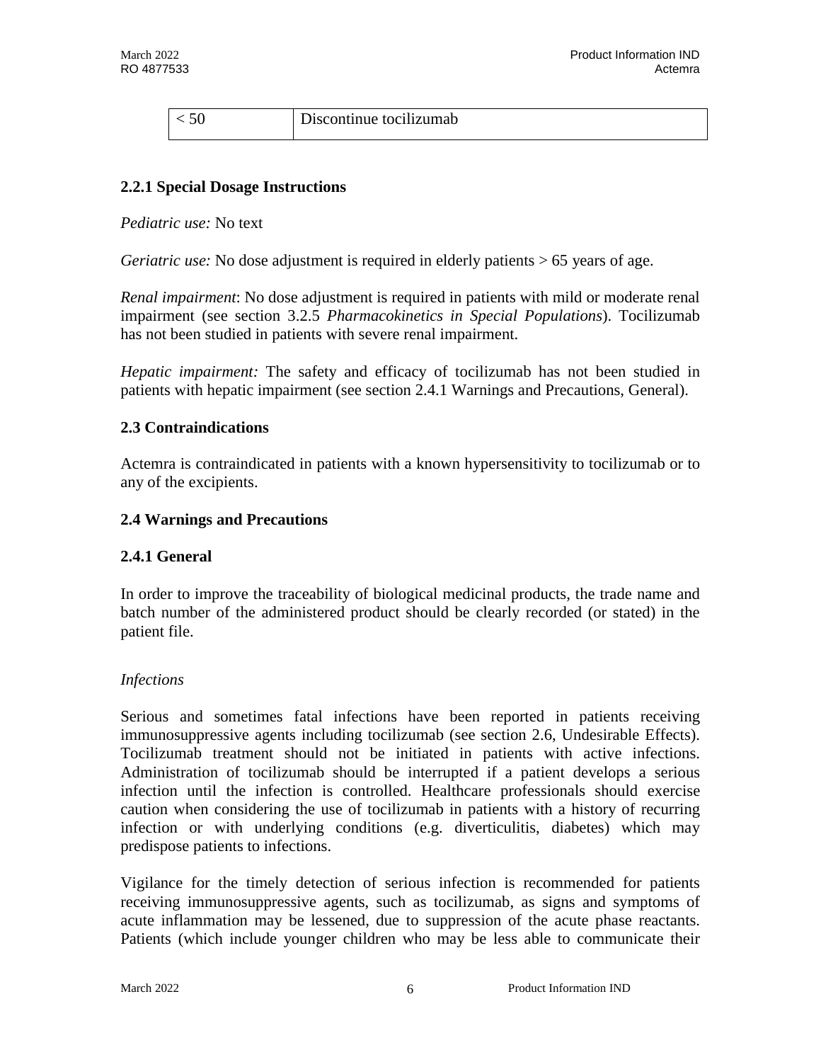| < 50 | Discontinue tocilizumab |
|---|---|

### 2.2.1 Special Dosage Instructions

*Pediatric use:* No text

*Geriatric use:* No dose adjustment is required in elderly patients > 65 years of age.

*Renal impairment*: No dose adjustment is required in patients with mild or moderate renal impairment (see section 3.2.5 *Pharmacokinetics in Special Populations*). Tocilizumab has not been studied in patients with severe renal impairment.

*Hepatic impairment:* The safety and efficacy of tocilizumab has not been studied in patients with hepatic impairment (see section 2.4.1 Warnings and Precautions, General).

## 2.3 Contraindications

Actemra is contraindicated in patients with a known hypersensitivity to tocilizumab or to any of the excipients.

## 2.4 Warnings and Precautions

### 2.4.1 General

In order to improve the traceability of biological medicinal products, the trade name and batch number of the administered product should be clearly recorded (or stated) in the patient file.

*Infections*

Serious and sometimes fatal infections have been reported in patients receiving immunosuppressive agents including tocilizumab (see section 2.6, Undesirable Effects). Tocilizumab treatment should not be initiated in patients with active infections. Administration of tocilizumab should be interrupted if a patient develops a serious infection until the infection is controlled. Healthcare professionals should exercise caution when considering the use of tocilizumab in patients with a history of recurring infection or with underlying conditions (e.g. diverticulitis, diabetes) which may predispose patients to infections.

Vigilance for the timely detection of serious infection is recommended for patients receiving immunosuppressive agents, such as tocilizumab, as signs and symptoms of acute inflammation may be lessened, due to suppression of the acute phase reactants. Patients (which include younger children who may be less able to communicate their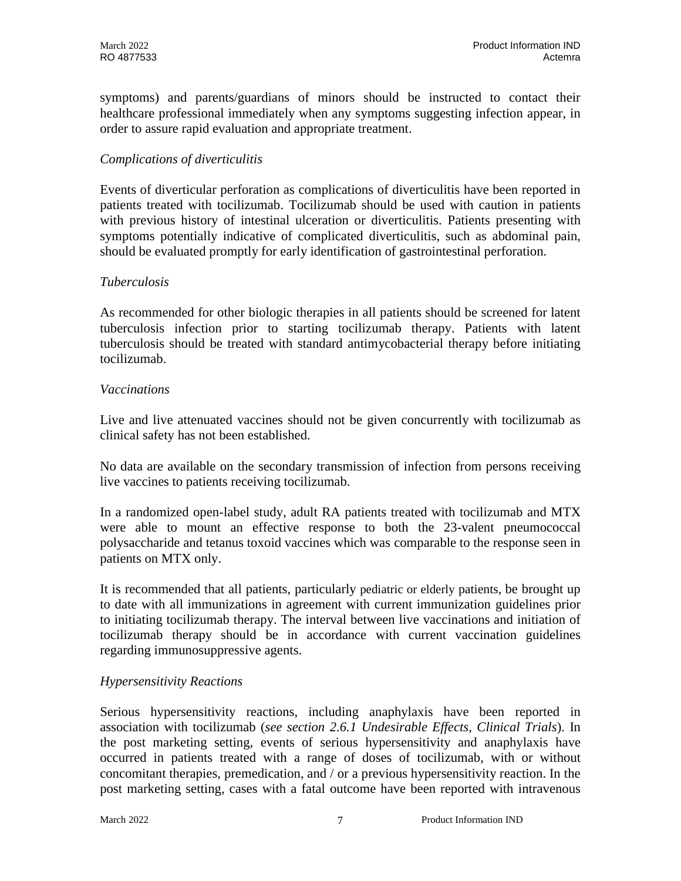symptoms) and parents/guardians of minors should be instructed to contact their healthcare professional immediately when any symptoms suggesting infection appear, in order to assure rapid evaluation and appropriate treatment.

*Complications of diverticulitis*

Events of diverticular perforation as complications of diverticulitis have been reported in patients treated with tocilizumab. Tocilizumab should be used with caution in patients with previous history of intestinal ulceration or diverticulitis. Patients presenting with symptoms potentially indicative of complicated diverticulitis, such as abdominal pain, should be evaluated promptly for early identification of gastrointestinal perforation.

*Tuberculosis*

As recommended for other biologic therapies in all patients should be screened for latent tuberculosis infection prior to starting tocilizumab therapy. Patients with latent tuberculosis should be treated with standard antimycobacterial therapy before initiating tocilizumab.

*Vaccinations*

Live and live attenuated vaccines should not be given concurrently with tocilizumab as clinical safety has not been established.

No data are available on the secondary transmission of infection from persons receiving live vaccines to patients receiving tocilizumab.

In a randomized open-label study, adult RA patients treated with tocilizumab and MTX were able to mount an effective response to both the 23-valent pneumococcal polysaccharide and tetanus toxoid vaccines which was comparable to the response seen in patients on MTX only.

It is recommended that all patients, particularly pediatric or elderly patients, be brought up to date with all immunizations in agreement with current immunization guidelines prior to initiating tocilizumab therapy. The interval between live vaccinations and initiation of tocilizumab therapy should be in accordance with current vaccination guidelines regarding immunosuppressive agents.

*Hypersensitivity Reactions*

Serious hypersensitivity reactions, including anaphylaxis have been reported in association with tocilizumab (*see section 2.6.1 Undesirable Effects, Clinical Trials*). In the post marketing setting, events of serious hypersensitivity and anaphylaxis have occurred in patients treated with a range of doses of tocilizumab, with or without concomitant therapies, premedication, and / or a previous hypersensitivity reaction. In the post marketing setting, cases with a fatal outcome have been reported with intravenous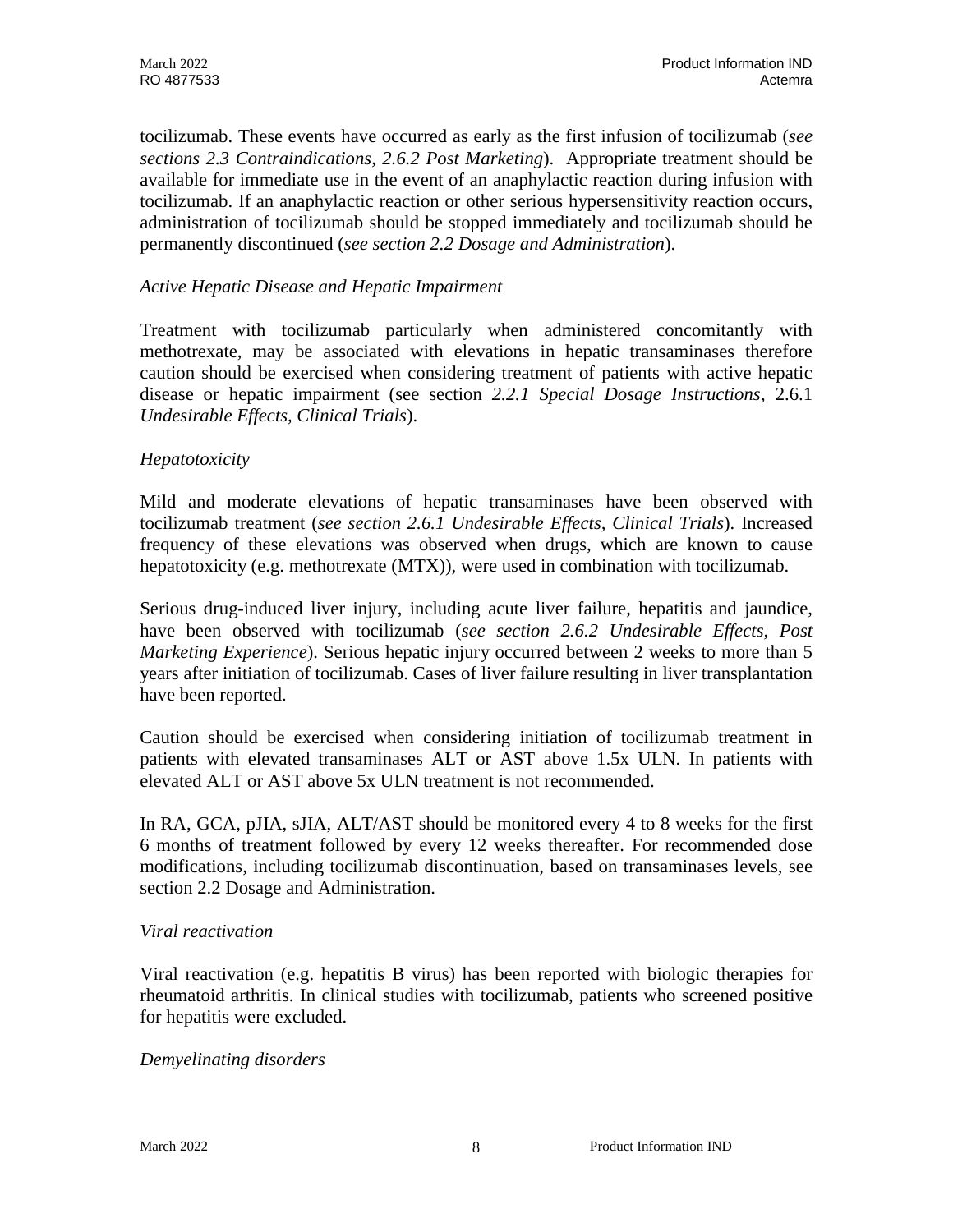tocilizumab. These events have occurred as early as the first infusion of tocilizumab (*see sections 2.3 Contraindications, 2.6.2 Post Marketing*). Appropriate treatment should be available for immediate use in the event of an anaphylactic reaction during infusion with tocilizumab. If an anaphylactic reaction or other serious hypersensitivity reaction occurs, administration of tocilizumab should be stopped immediately and tocilizumab should be permanently discontinued (*see section 2.2 Dosage and Administration*).

*Active Hepatic Disease and Hepatic Impairment*

Treatment with tocilizumab particularly when administered concomitantly with methotrexate, may be associated with elevations in hepatic transaminases therefore caution should be exercised when considering treatment of patients with active hepatic disease or hepatic impairment (see section *2.2.1 Special Dosage Instructions*, 2.6.1 *Undesirable Effects, Clinical Trials*).

*Hepatotoxicity*

Mild and moderate elevations of hepatic transaminases have been observed with tocilizumab treatment (*see section 2.6.1 Undesirable Effects, Clinical Trials*). Increased frequency of these elevations was observed when drugs, which are known to cause hepatotoxicity (e.g. methotrexate (MTX)), were used in combination with tocilizumab.

Serious drug-induced liver injury, including acute liver failure, hepatitis and jaundice, have been observed with tocilizumab (*see section 2.6.2 Undesirable Effects, Post Marketing Experience*). Serious hepatic injury occurred between 2 weeks to more than 5 years after initiation of tocilizumab. Cases of liver failure resulting in liver transplantation have been reported.

Caution should be exercised when considering initiation of tocilizumab treatment in patients with elevated transaminases ALT or AST above 1.5x ULN. In patients with elevated ALT or AST above 5x ULN treatment is not recommended.

In RA, GCA, pJIA, sJIA, ALT/AST should be monitored every 4 to 8 weeks for the first 6 months of treatment followed by every 12 weeks thereafter. For recommended dose modifications, including tocilizumab discontinuation, based on transaminases levels, see section 2.2 Dosage and Administration.

*Viral reactivation*

Viral reactivation (e.g. hepatitis B virus) has been reported with biologic therapies for rheumatoid arthritis. In clinical studies with tocilizumab, patients who screened positive for hepatitis were excluded.

*Demyelinating disorders*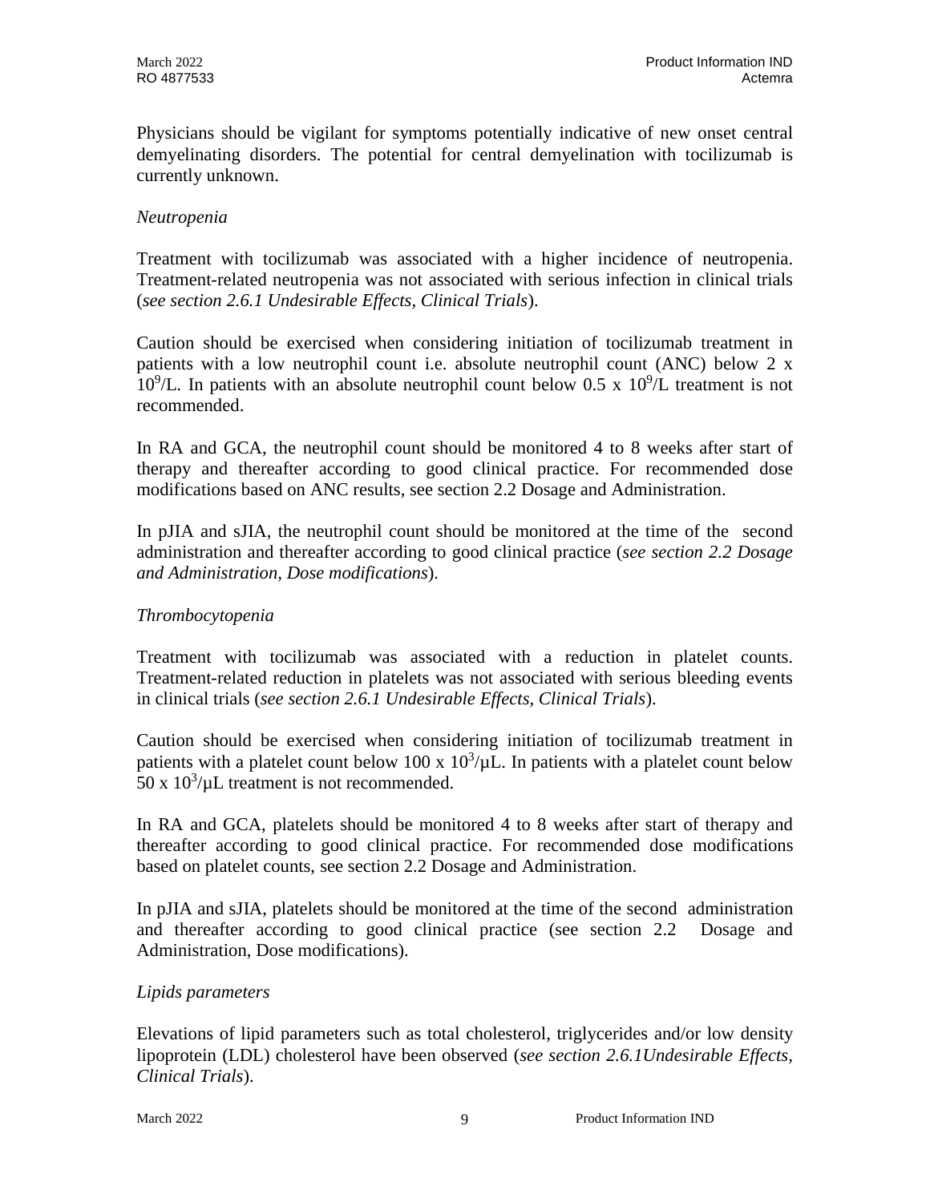Physicians should be vigilant for symptoms potentially indicative of new onset central demyelinating disorders. The potential for central demyelination with tocilizumab is currently unknown.

*Neutropenia*

Treatment with tocilizumab was associated with a higher incidence of neutropenia. Treatment-related neutropenia was not associated with serious infection in clinical trials (*see section 2.6.1 Undesirable Effects, Clinical Trials*).

Caution should be exercised when considering initiation of tocilizumab treatment in patients with a low neutrophil count i.e. absolute neutrophil count (ANC) below 2 x $10^9$/L. In patients with an absolute neutrophil count below 0.5 x $10^9$/L treatment is not recommended.

In RA and GCA, the neutrophil count should be monitored 4 to 8 weeks after start of therapy and thereafter according to good clinical practice. For recommended dose modifications based on ANC results, see section 2.2 Dosage and Administration.

In pJIA and sJIA, the neutrophil count should be monitored at the time of the second administration and thereafter according to good clinical practice (*see section 2.2 Dosage and Administration, Dose modifications*).

*Thrombocytopenia*

Treatment with tocilizumab was associated with a reduction in platelet counts. Treatment-related reduction in platelets was not associated with serious bleeding events in clinical trials (*see section 2.6.1 Undesirable Effects, Clinical Trials*).

Caution should be exercised when considering initiation of tocilizumab treatment in patients with a platelet count below 100 x $10^3$/µL. In patients with a platelet count below 50 x $10^3$/µL treatment is not recommended.

In RA and GCA, platelets should be monitored 4 to 8 weeks after start of therapy and thereafter according to good clinical practice. For recommended dose modifications based on platelet counts, see section 2.2 Dosage and Administration.

In pJIA and sJIA, platelets should be monitored at the time of the second administration and thereafter according to good clinical practice (see section 2.2 Dosage and Administration, Dose modifications).

*Lipids parameters*

Elevations of lipid parameters such as total cholesterol, triglycerides and/or low density lipoprotein (LDL) cholesterol have been observed (*see section 2.6.1Undesirable Effects, Clinical Trials*).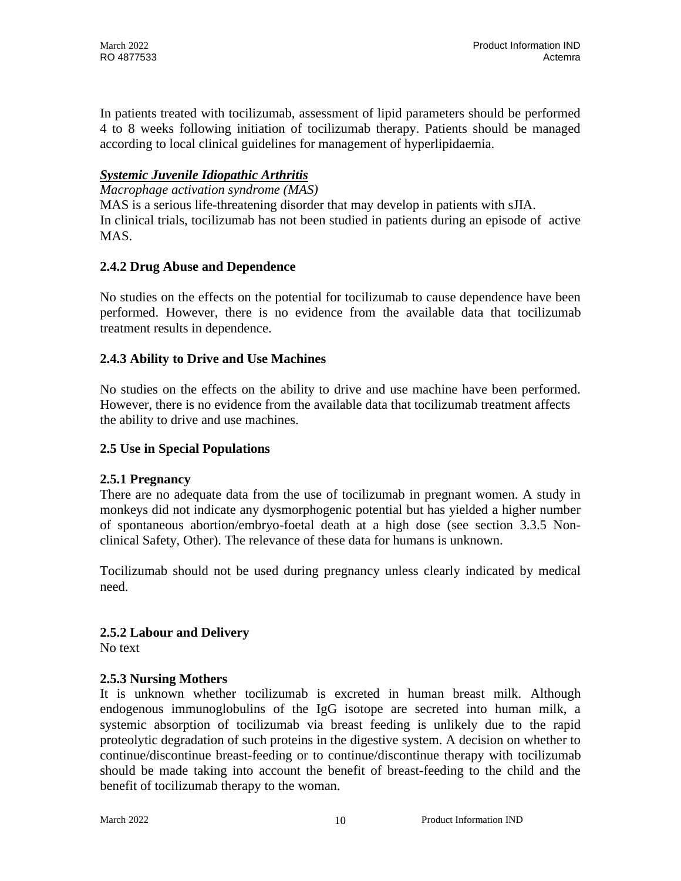In patients treated with tocilizumab, assessment of lipid parameters should be performed 4 to 8 weeks following initiation of tocilizumab therapy. Patients should be managed according to local clinical guidelines for management of hyperlipidaemia.

***Systemic Juvenile Idiopathic Arthritis***

*Macrophage activation syndrome (MAS)*

MAS is a serious life-threatening disorder that may develop in patients with sJIA.
In clinical trials, tocilizumab has not been studied in patients during an episode of active MAS.

### 2.4.2 Drug Abuse and Dependence

No studies on the effects on the potential for tocilizumab to cause dependence have been performed. However, there is no evidence from the available data that tocilizumab treatment results in dependence.

### 2.4.3 Ability to Drive and Use Machines

No studies on the effects on the ability to drive and use machine have been performed. However, there is no evidence from the available data that tocilizumab treatment affects the ability to drive and use machines.

## 2.5 Use in Special Populations

### 2.5.1 Pregnancy

There are no adequate data from the use of tocilizumab in pregnant women. A study in monkeys did not indicate any dysmorphogenic potential but has yielded a higher number of spontaneous abortion/embryo-foetal death at a high dose (see section 3.3.5 Non-clinical Safety, Other). The relevance of these data for humans is unknown.

Tocilizumab should not be used during pregnancy unless clearly indicated by medical need.

### 2.5.2 Labour and Delivery

No text

### 2.5.3 Nursing Mothers

It is unknown whether tocilizumab is excreted in human breast milk. Although endogenous immunoglobulins of the IgG isotope are secreted into human milk, a systemic absorption of tocilizumab via breast feeding is unlikely due to the rapid proteolytic degradation of such proteins in the digestive system. A decision on whether to continue/discontinue breast-feeding or to continue/discontinue therapy with tocilizumab should be made taking into account the benefit of breast-feeding to the child and the benefit of tocilizumab therapy to the woman.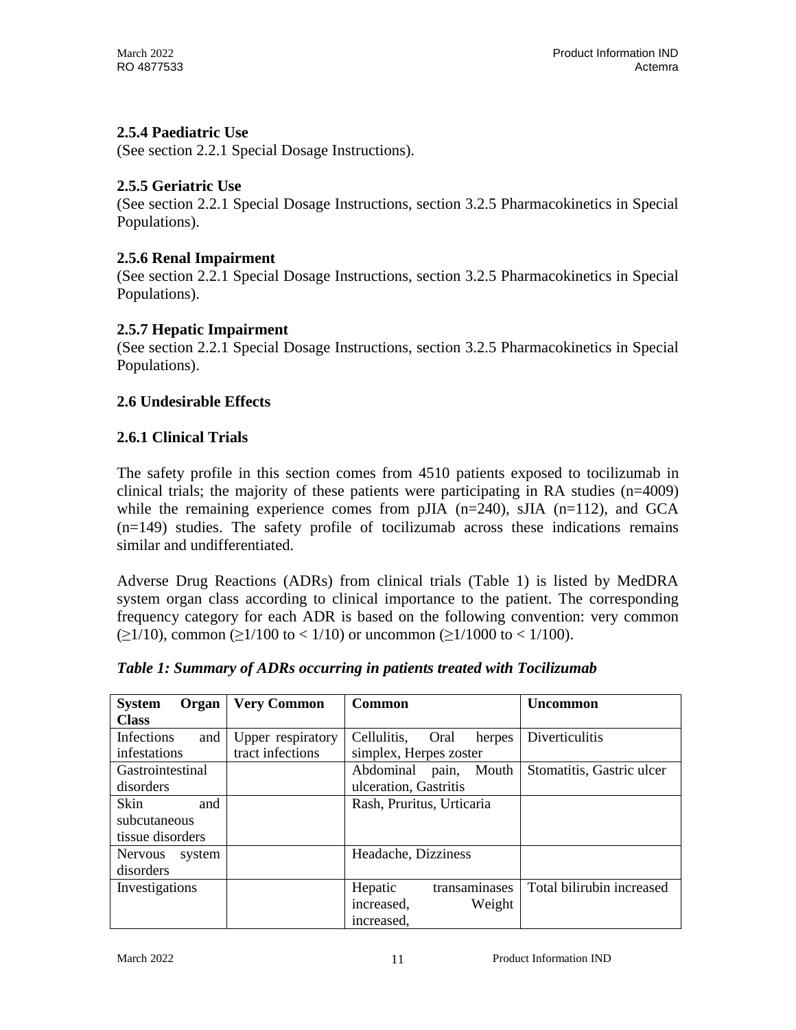### 2.5.4 Paediatric Use

(See section 2.2.1 Special Dosage Instructions).

### 2.5.5 Geriatric Use

(See section 2.2.1 Special Dosage Instructions, section 3.2.5 Pharmacokinetics in Special Populations).

### 2.5.6 Renal Impairment

(See section 2.2.1 Special Dosage Instructions, section 3.2.5 Pharmacokinetics in Special Populations).

### 2.5.7 Hepatic Impairment

(See section 2.2.1 Special Dosage Instructions, section 3.2.5 Pharmacokinetics in Special Populations).

## 2.6 Undesirable Effects

### 2.6.1 Clinical Trials

The safety profile in this section comes from 4510 patients exposed to tocilizumab in clinical trials; the majority of these patients were participating in RA studies (n=4009) while the remaining experience comes from pJIA (n=240), sJIA (n=112), and GCA (n=149) studies. The safety profile of tocilizumab across these indications remains similar and undifferentiated.

Adverse Drug Reactions (ADRs) from clinical trials (Table 1) is listed by MedDRA system organ class according to clinical importance to the patient. The corresponding frequency category for each ADR is based on the following convention: very common (≥1/10), common (≥1/100 to < 1/10) or uncommon (≥1/1000 to < 1/100).

***Table 1: Summary of ADRs occurring in patients treated with Tocilizumab***

| System Organ Class | Very Common | Common | Uncommon |
|---|---|---|---|
| Infections and infestations | Upper respiratory tract infections | Cellulitis, Oral herpes simplex, Herpes zoster | Diverticulitis |
| Gastrointestinal disorders | | Abdominal pain, Mouth ulceration, Gastritis | Stomatitis, Gastric ulcer |
| Skin and subcutaneous tissue disorders | | Rash, Pruritus, Urticaria | |
| Nervous system disorders | | Headache, Dizziness | |
| Investigations | | Hepatic transaminases increased, Weight increased, | Total bilirubin increased |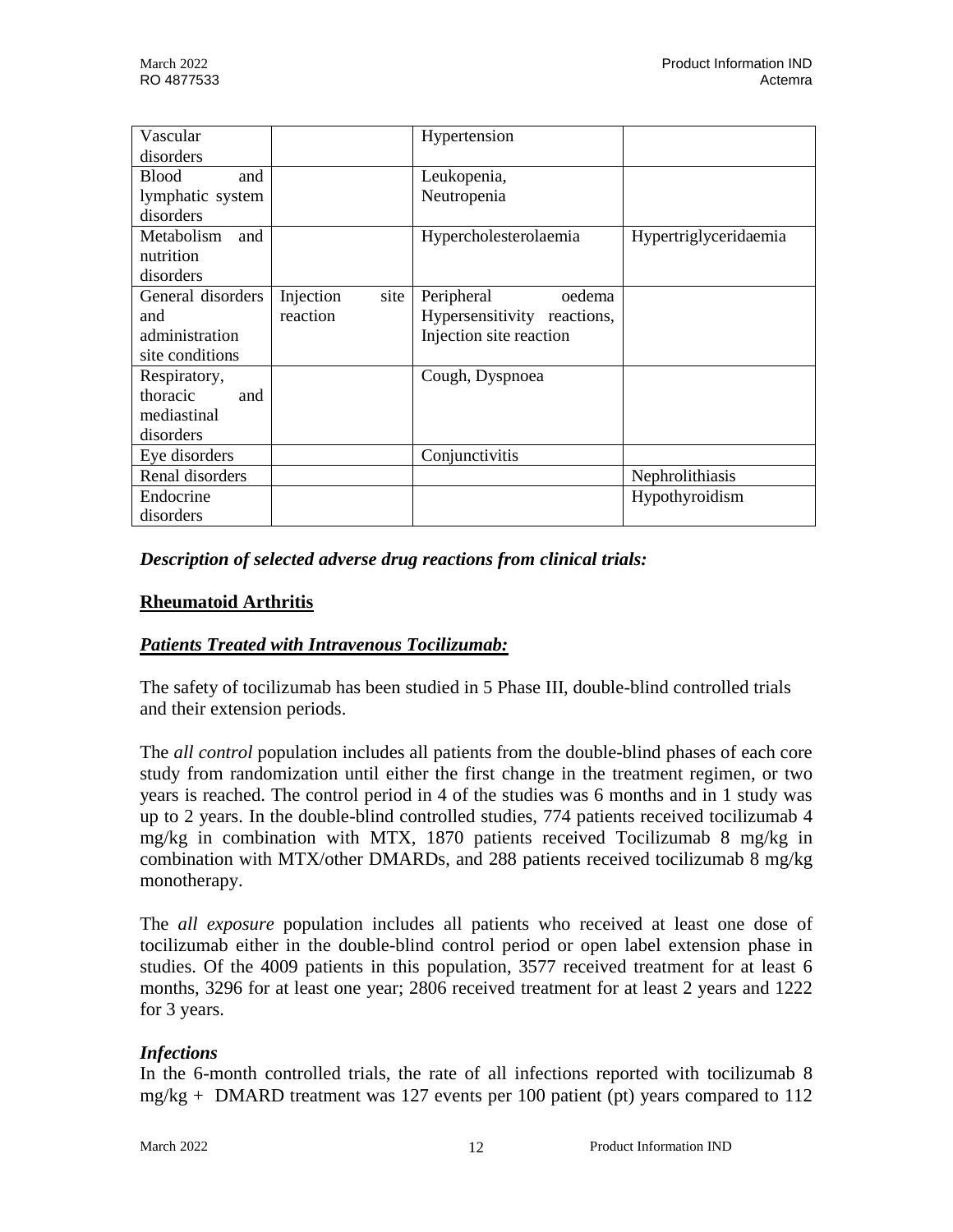| | | | |
|---|---|---|---|
| Vascular disorders | | Hypertension | |
| Blood and lymphatic system disorders | | Leukopenia, Neutropenia | |
| Metabolism and nutrition disorders | | Hypercholesterolaemia | Hypertriglyceridaemia |
| General disorders and administration site conditions | Injection site reaction | Peripheral oedema Hypersensitivity reactions, Injection site reaction | |
| Respiratory, thoracic and mediastinal disorders | | Cough, Dyspnoea | |
| Eye disorders | | Conjunctivitis | |
| Renal disorders | | | Nephrolithiasis |
| Endocrine disorders | | | Hypothyroidism |

***Description of selected adverse drug reactions from clinical trials:***

**Rheumatoid Arthritis**

***Patients Treated with Intravenous Tocilizumab:***

The safety of tocilizumab has been studied in 5 Phase III, double-blind controlled trials and their extension periods.

The *all control* population includes all patients from the double-blind phases of each core study from randomization until either the first change in the treatment regimen, or two years is reached. The control period in 4 of the studies was 6 months and in 1 study was up to 2 years. In the double-blind controlled studies, 774 patients received tocilizumab 4 mg/kg in combination with MTX, 1870 patients received Tocilizumab 8 mg/kg in combination with MTX/other DMARDs, and 288 patients received tocilizumab 8 mg/kg monotherapy.

The *all exposure* population includes all patients who received at least one dose of tocilizumab either in the double-blind control period or open label extension phase in studies. Of the 4009 patients in this population, 3577 received treatment for at least 6 months, 3296 for at least one year; 2806 received treatment for at least 2 years and 1222 for 3 years.

***Infections***

In the 6-month controlled trials, the rate of all infections reported with tocilizumab 8 mg/kg + DMARD treatment was 127 events per 100 patient (pt) years compared to 112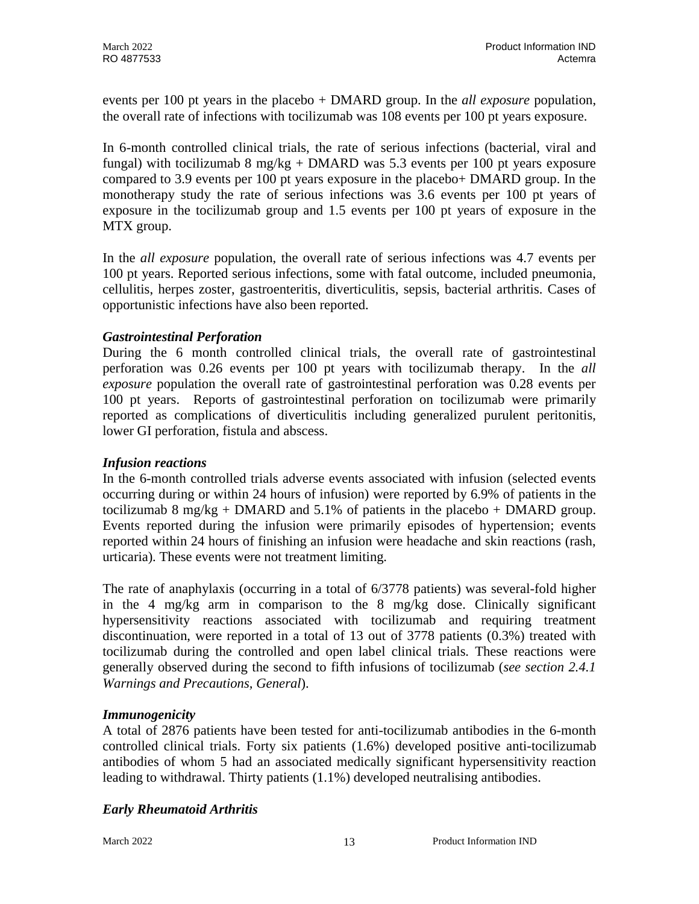events per 100 pt years in the placebo + DMARD group. In the *all exposure* population, the overall rate of infections with tocilizumab was 108 events per 100 pt years exposure.

In 6-month controlled clinical trials, the rate of serious infections (bacterial, viral and fungal) with tocilizumab 8 mg/kg + DMARD was 5.3 events per 100 pt years exposure compared to 3.9 events per 100 pt years exposure in the placebo+ DMARD group. In the monotherapy study the rate of serious infections was 3.6 events per 100 pt years of exposure in the tocilizumab group and 1.5 events per 100 pt years of exposure in the MTX group.

In the *all exposure* population, the overall rate of serious infections was 4.7 events per 100 pt years. Reported serious infections, some with fatal outcome, included pneumonia, cellulitis, herpes zoster, gastroenteritis, diverticulitis, sepsis, bacterial arthritis. Cases of opportunistic infections have also been reported.

***Gastrointestinal Perforation***

During the 6 month controlled clinical trials, the overall rate of gastrointestinal perforation was 0.26 events per 100 pt years with tocilizumab therapy. In the *all exposure* population the overall rate of gastrointestinal perforation was 0.28 events per 100 pt years. Reports of gastrointestinal perforation on tocilizumab were primarily reported as complications of diverticulitis including generalized purulent peritonitis, lower GI perforation, fistula and abscess.

***Infusion reactions***

In the 6-month controlled trials adverse events associated with infusion (selected events occurring during or within 24 hours of infusion) were reported by 6.9% of patients in the tocilizumab 8 mg/kg + DMARD and 5.1% of patients in the placebo + DMARD group. Events reported during the infusion were primarily episodes of hypertension; events reported within 24 hours of finishing an infusion were headache and skin reactions (rash, urticaria). These events were not treatment limiting.

The rate of anaphylaxis (occurring in a total of 6/3778 patients) was several-fold higher in the 4 mg/kg arm in comparison to the 8 mg/kg dose. Clinically significant hypersensitivity reactions associated with tocilizumab and requiring treatment discontinuation, were reported in a total of 13 out of 3778 patients (0.3%) treated with tocilizumab during the controlled and open label clinical trials. These reactions were generally observed during the second to fifth infusions of tocilizumab (*see section 2.4.1 Warnings and Precautions, General*).

***Immunogenicity***

A total of 2876 patients have been tested for anti-tocilizumab antibodies in the 6-month controlled clinical trials. Forty six patients (1.6%) developed positive anti-tocilizumab antibodies of whom 5 had an associated medically significant hypersensitivity reaction leading to withdrawal. Thirty patients (1.1%) developed neutralising antibodies.

***Early Rheumatoid Arthritis***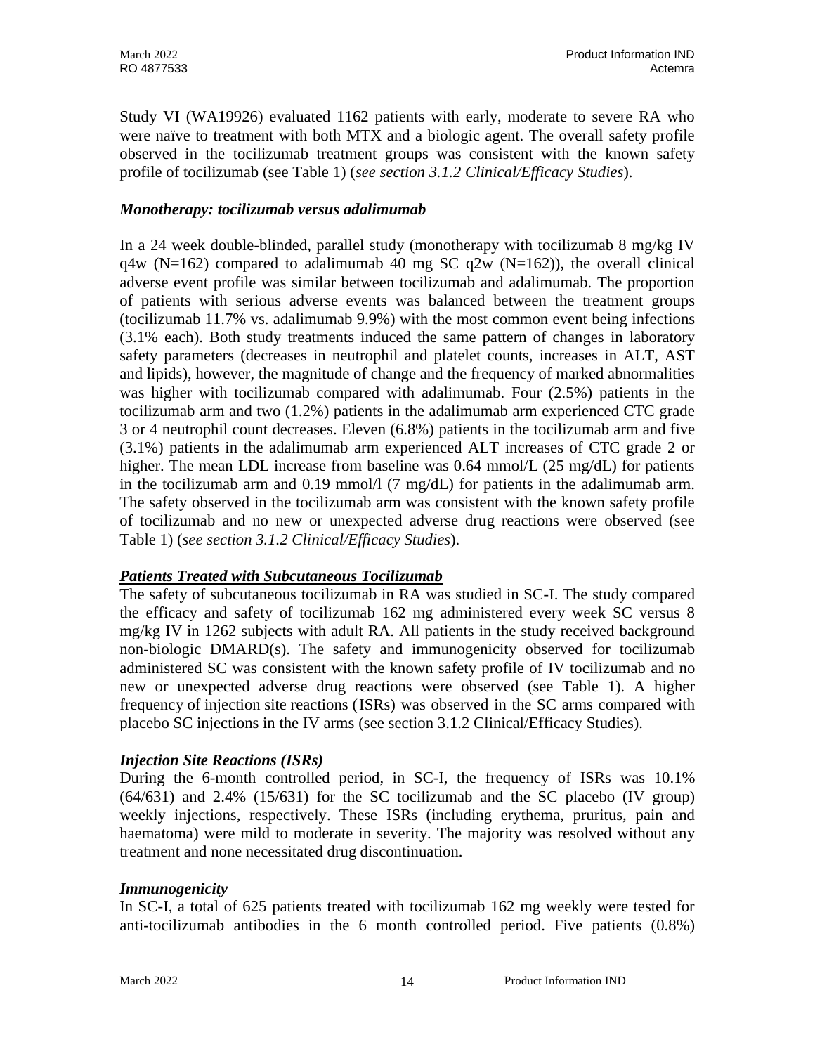Study VI (WA19926) evaluated 1162 patients with early, moderate to severe RA who were naïve to treatment with both MTX and a biologic agent. The overall safety profile observed in the tocilizumab treatment groups was consistent with the known safety profile of tocilizumab (see Table 1) (*see section 3.1.2 Clinical/Efficacy Studies*).

***Monotherapy: tocilizumab versus adalimumab***

In a 24 week double-blinded, parallel study (monotherapy with tocilizumab 8 mg/kg IV q4w (N=162) compared to adalimumab 40 mg SC q2w (N=162)), the overall clinical adverse event profile was similar between tocilizumab and adalimumab. The proportion of patients with serious adverse events was balanced between the treatment groups (tocilizumab 11.7% vs. adalimumab 9.9%) with the most common event being infections (3.1% each). Both study treatments induced the same pattern of changes in laboratory safety parameters (decreases in neutrophil and platelet counts, increases in ALT, AST and lipids), however, the magnitude of change and the frequency of marked abnormalities was higher with tocilizumab compared with adalimumab. Four (2.5%) patients in the tocilizumab arm and two (1.2%) patients in the adalimumab arm experienced CTC grade 3 or 4 neutrophil count decreases. Eleven (6.8%) patients in the tocilizumab arm and five (3.1%) patients in the adalimumab arm experienced ALT increases of CTC grade 2 or higher. The mean LDL increase from baseline was 0.64 mmol/L (25 mg/dL) for patients in the tocilizumab arm and 0.19 mmol/l (7 mg/dL) for patients in the adalimumab arm. The safety observed in the tocilizumab arm was consistent with the known safety profile of tocilizumab and no new or unexpected adverse drug reactions were observed (see Table 1) (*see section 3.1.2 Clinical/Efficacy Studies*).

***<u>Patients Treated with Subcutaneous Tocilizumab</u>***

The safety of subcutaneous tocilizumab in RA was studied in SC-I. The study compared the efficacy and safety of tocilizumab 162 mg administered every week SC versus 8 mg/kg IV in 1262 subjects with adult RA. All patients in the study received background non-biologic DMARD(s). The safety and immunogenicity observed for tocilizumab administered SC was consistent with the known safety profile of IV tocilizumab and no new or unexpected adverse drug reactions were observed (see Table 1). A higher frequency of injection site reactions (ISRs) was observed in the SC arms compared with placebo SC injections in the IV arms (see section 3.1.2 Clinical/Efficacy Studies).

***Injection Site Reactions (ISRs)***

During the 6-month controlled period, in SC-I, the frequency of ISRs was 10.1% (64/631) and 2.4% (15/631) for the SC tocilizumab and the SC placebo (IV group) weekly injections, respectively. These ISRs (including erythema, pruritus, pain and haematoma) were mild to moderate in severity. The majority was resolved without any treatment and none necessitated drug discontinuation.

***Immunogenicity***

In SC-I, a total of 625 patients treated with tocilizumab 162 mg weekly were tested for anti-tocilizumab antibodies in the 6 month controlled period. Five patients (0.8%)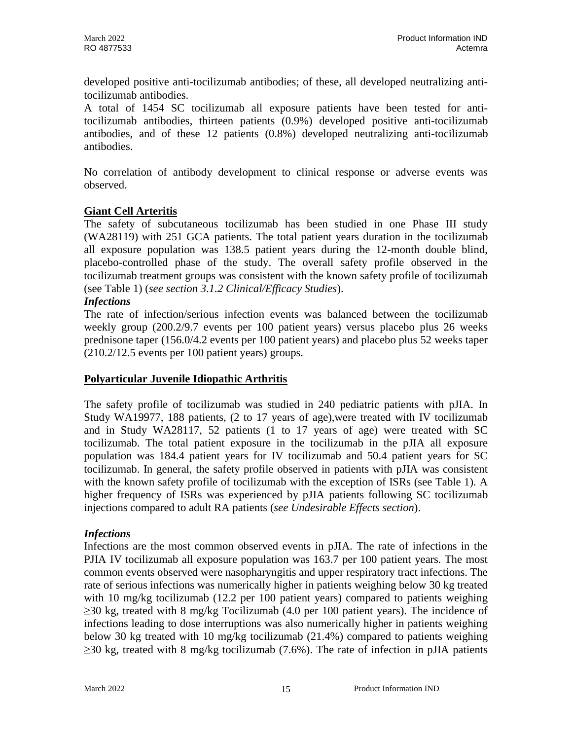developed positive anti-tocilizumab antibodies; of these, all developed neutralizing anti-tocilizumab antibodies.

A total of 1454 SC tocilizumab all exposure patients have been tested for anti-tocilizumab antibodies, thirteen patients (0.9%) developed positive anti-tocilizumab antibodies, and of these 12 patients (0.8%) developed neutralizing anti-tocilizumab antibodies.

No correlation of antibody development to clinical response or adverse events was observed.

**Giant Cell Arteritis**

The safety of subcutaneous tocilizumab has been studied in one Phase III study (WA28119) with 251 GCA patients. The total patient years duration in the tocilizumab all exposure population was 138.5 patient years during the 12-month double blind, placebo-controlled phase of the study. The overall safety profile observed in the tocilizumab treatment groups was consistent with the known safety profile of tocilizumab (see Table 1) (*see section 3.1.2 Clinical/Efficacy Studies*).

***Infections***

The rate of infection/serious infection events was balanced between the tocilizumab weekly group (200.2/9.7 events per 100 patient years) versus placebo plus 26 weeks prednisone taper (156.0/4.2 events per 100 patient years) and placebo plus 52 weeks taper (210.2/12.5 events per 100 patient years) groups.

**Polyarticular Juvenile Idiopathic Arthritis**

The safety profile of tocilizumab was studied in 240 pediatric patients with pJIA. In Study WA19977, 188 patients, (2 to 17 years of age),were treated with IV tocilizumab and in Study WA28117, 52 patients (1 to 17 years of age) were treated with SC tocilizumab. The total patient exposure in the tocilizumab in the pJIA all exposure population was 184.4 patient years for IV tocilizumab and 50.4 patient years for SC tocilizumab. In general, the safety profile observed in patients with pJIA was consistent with the known safety profile of tocilizumab with the exception of ISRs (see Table 1). A higher frequency of ISRs was experienced by pJIA patients following SC tocilizumab injections compared to adult RA patients (*see Undesirable Effects section*).

***Infections***

Infections are the most common observed events in pJIA. The rate of infections in the PJIA IV tocilizumab all exposure population was 163.7 per 100 patient years. The most common events observed were nasopharyngitis and upper respiratory tract infections. The rate of serious infections was numerically higher in patients weighing below 30 kg treated with 10 mg/kg tocilizumab (12.2 per 100 patient years) compared to patients weighing ≥30 kg, treated with 8 mg/kg Tocilizumab (4.0 per 100 patient years). The incidence of infections leading to dose interruptions was also numerically higher in patients weighing below 30 kg treated with 10 mg/kg tocilizumab (21.4%) compared to patients weighing ≥30 kg, treated with 8 mg/kg tocilizumab (7.6%). The rate of infection in pJIA patients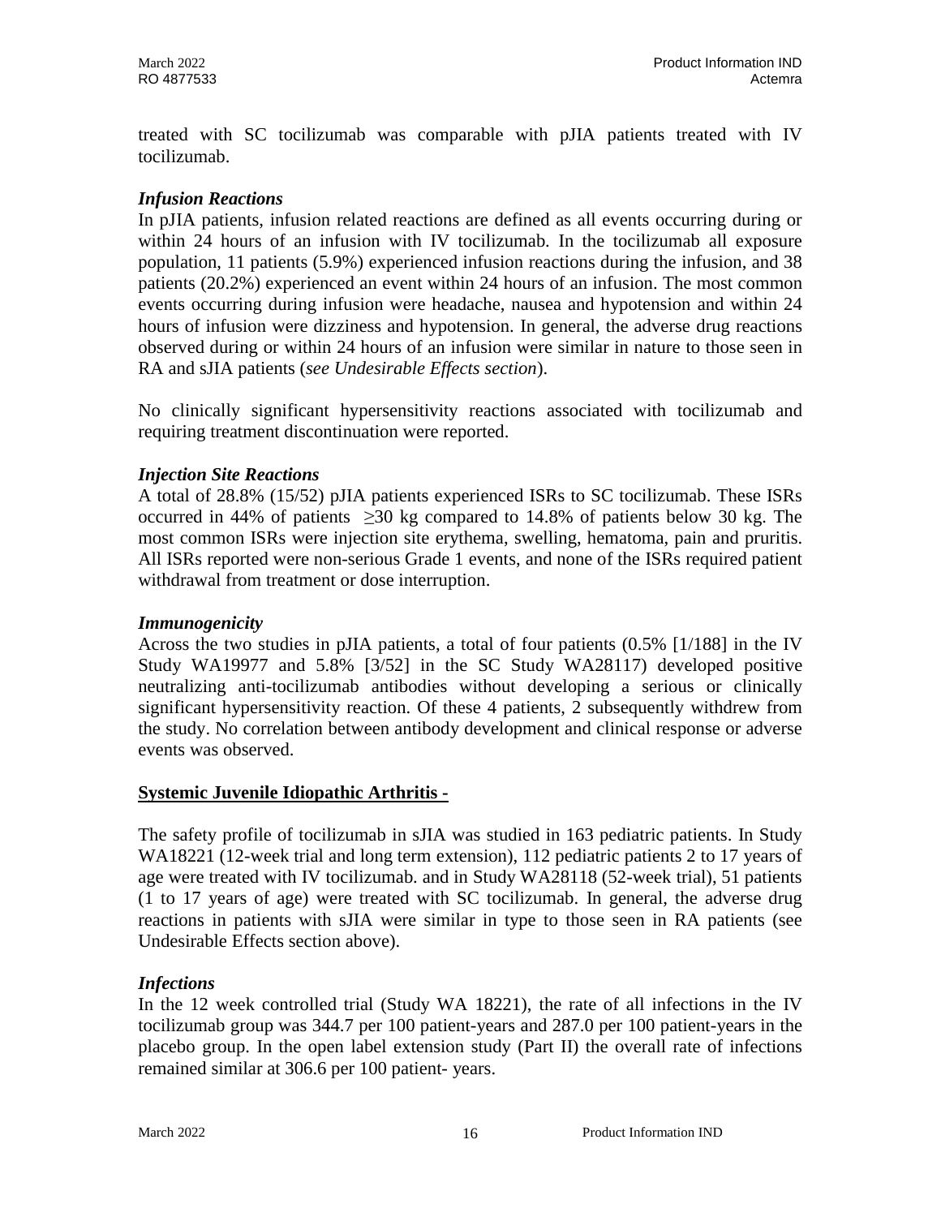treated with SC tocilizumab was comparable with pJIA patients treated with IV tocilizumab.

***Infusion Reactions***

In pJIA patients, infusion related reactions are defined as all events occurring during or within 24 hours of an infusion with IV tocilizumab. In the tocilizumab all exposure population, 11 patients (5.9%) experienced infusion reactions during the infusion, and 38 patients (20.2%) experienced an event within 24 hours of an infusion. The most common events occurring during infusion were headache, nausea and hypotension and within 24 hours of infusion were dizziness and hypotension. In general, the adverse drug reactions observed during or within 24 hours of an infusion were similar in nature to those seen in RA and sJIA patients (*see Undesirable Effects section*).

No clinically significant hypersensitivity reactions associated with tocilizumab and requiring treatment discontinuation were reported.

***Injection Site Reactions***

A total of 28.8% (15/52) pJIA patients experienced ISRs to SC tocilizumab. These ISRs occurred in 44% of patients $\geq$30 kg compared to 14.8% of patients below 30 kg. The most common ISRs were injection site erythema, swelling, hematoma, pain and pruritis. All ISRs reported were non-serious Grade 1 events, and none of the ISRs required patient withdrawal from treatment or dose interruption.

***Immunogenicity***

Across the two studies in pJIA patients, a total of four patients (0.5% [1/188] in the IV Study WA19977 and 5.8% [3/52] in the SC Study WA28117) developed positive neutralizing anti-tocilizumab antibodies without developing a serious or clinically significant hypersensitivity reaction. Of these 4 patients, 2 subsequently withdrew from the study. No correlation between antibody development and clinical response or adverse events was observed.

**Systemic Juvenile Idiopathic Arthritis -**

The safety profile of tocilizumab in sJIA was studied in 163 pediatric patients. In Study WA18221 (12-week trial and long term extension), 112 pediatric patients 2 to 17 years of age were treated with IV tocilizumab. and in Study WA28118 (52-week trial), 51 patients (1 to 17 years of age) were treated with SC tocilizumab. In general, the adverse drug reactions in patients with sJIA were similar in type to those seen in RA patients (see Undesirable Effects section above).

***Infections***

In the 12 week controlled trial (Study WA 18221), the rate of all infections in the IV tocilizumab group was 344.7 per 100 patient-years and 287.0 per 100 patient-years in the placebo group. In the open label extension study (Part II) the overall rate of infections remained similar at 306.6 per 100 patient- years.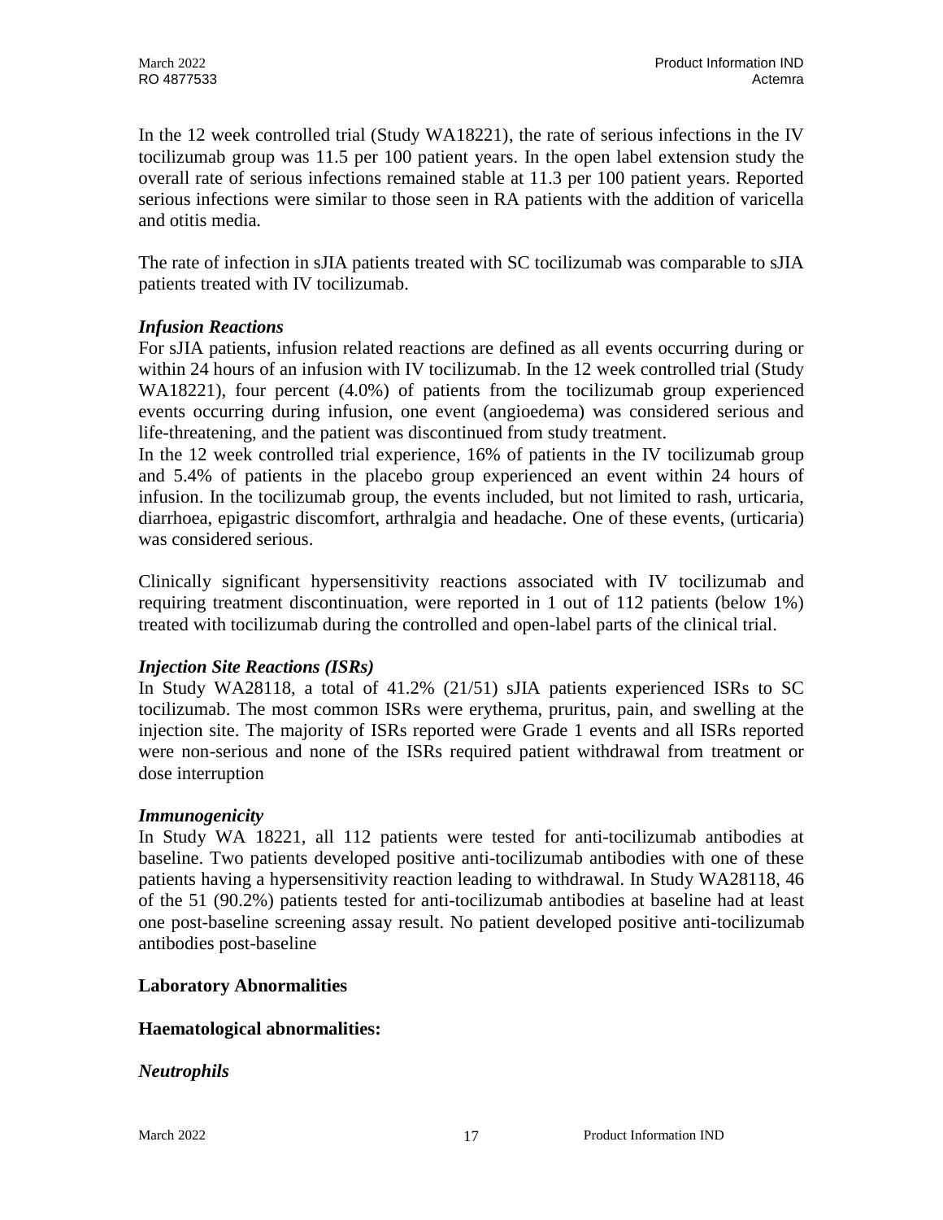In the 12 week controlled trial (Study WA18221), the rate of serious infections in the IV tocilizumab group was 11.5 per 100 patient years. In the open label extension study the overall rate of serious infections remained stable at 11.3 per 100 patient years. Reported serious infections were similar to those seen in RA patients with the addition of varicella and otitis media.

The rate of infection in sJIA patients treated with SC tocilizumab was comparable to sJIA patients treated with IV tocilizumab.

*Infusion Reactions*

For sJIA patients, infusion related reactions are defined as all events occurring during or within 24 hours of an infusion with IV tocilizumab. In the 12 week controlled trial (Study WA18221), four percent (4.0%) of patients from the tocilizumab group experienced events occurring during infusion, one event (angioedema) was considered serious and life-threatening, and the patient was discontinued from study treatment.

In the 12 week controlled trial experience, 16% of patients in the IV tocilizumab group and 5.4% of patients in the placebo group experienced an event within 24 hours of infusion. In the tocilizumab group, the events included, but not limited to rash, urticaria, diarrhoea, epigastric discomfort, arthralgia and headache. One of these events, (urticaria) was considered serious.

Clinically significant hypersensitivity reactions associated with IV tocilizumab and requiring treatment discontinuation, were reported in 1 out of 112 patients (below 1%) treated with tocilizumab during the controlled and open-label parts of the clinical trial.

*Injection Site Reactions (ISRs)*

In Study WA28118, a total of 41.2% (21/51) sJIA patients experienced ISRs to SC tocilizumab. The most common ISRs were erythema, pruritus, pain, and swelling at the injection site. The majority of ISRs reported were Grade 1 events and all ISRs reported were non-serious and none of the ISRs required patient withdrawal from treatment or dose interruption

*Immunogenicity*

In Study WA 18221, all 112 patients were tested for anti-tocilizumab antibodies at baseline. Two patients developed positive anti-tocilizumab antibodies with one of these patients having a hypersensitivity reaction leading to withdrawal. In Study WA28118, 46 of the 51 (90.2%) patients tested for anti-tocilizumab antibodies at baseline had at least one post-baseline screening assay result. No patient developed positive anti-tocilizumab antibodies post-baseline

**Laboratory Abnormalities**

**Haematological abnormalities:**

***Neutrophils***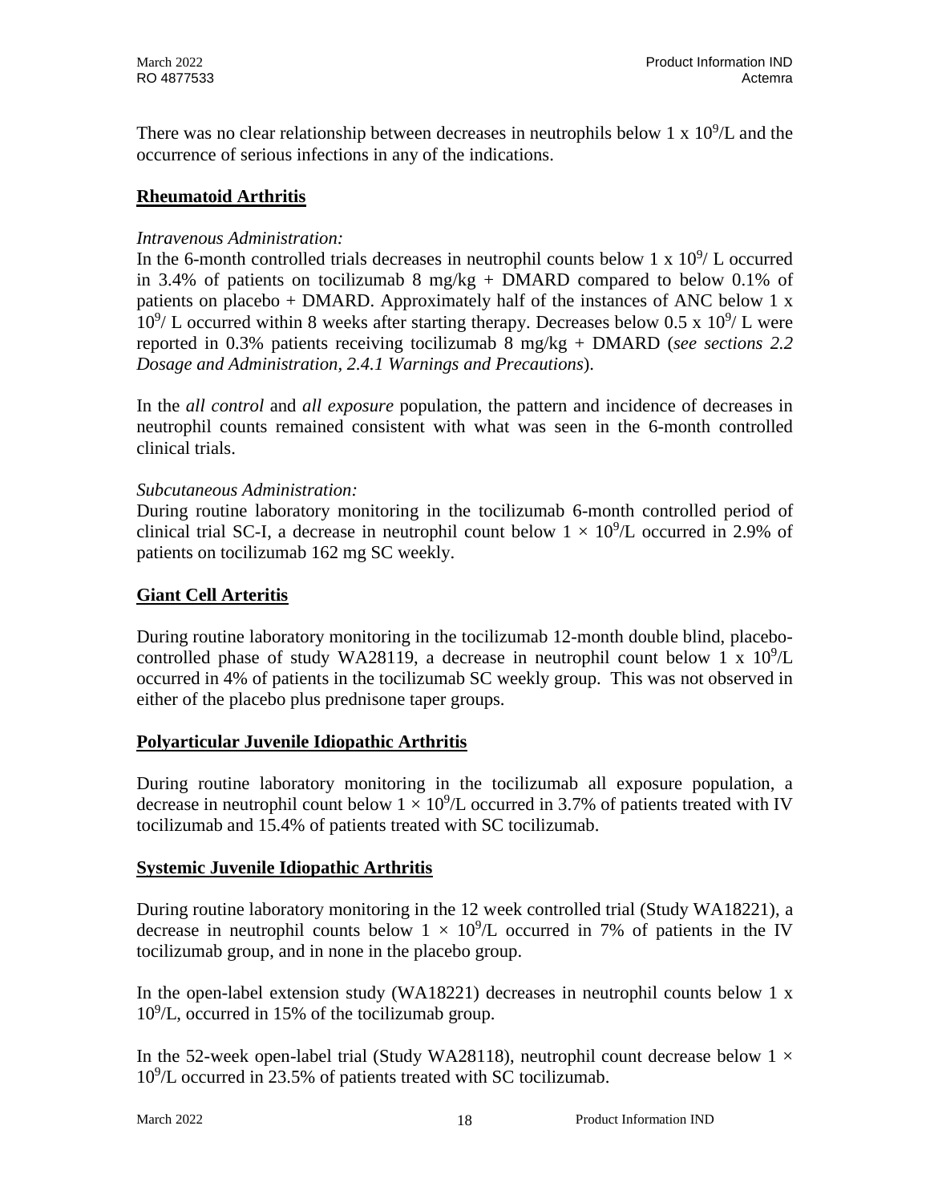There was no clear relationship between decreases in neutrophils below 1 x $10^9$/L and the occurrence of serious infections in any of the indications.

## Rheumatoid Arthritis

*Intravenous Administration:*

In the 6-month controlled trials decreases in neutrophil counts below 1 x $10^9$/ L occurred in 3.4% of patients on tocilizumab 8 mg/kg + DMARD compared to below 0.1% of patients on placebo + DMARD. Approximately half of the instances of ANC below 1 x $10^9$/ L occurred within 8 weeks after starting therapy. Decreases below 0.5 x $10^9$/ L were reported in 0.3% patients receiving tocilizumab 8 mg/kg + DMARD (*see sections 2.2 Dosage and Administration, 2.4.1 Warnings and Precautions*).

In the *all control* and *all exposure* population, the pattern and incidence of decreases in neutrophil counts remained consistent with what was seen in the 6-month controlled clinical trials.

*Subcutaneous Administration:*

During routine laboratory monitoring in the tocilizumab 6-month controlled period of clinical trial SC-I, a decrease in neutrophil count below $1 \times 10^9$/L occurred in 2.9% of patients on tocilizumab 162 mg SC weekly.

## Giant Cell Arteritis

During routine laboratory monitoring in the tocilizumab 12-month double blind, placebo-controlled phase of study WA28119, a decrease in neutrophil count below 1 x $10^9$/L occurred in 4% of patients in the tocilizumab SC weekly group. This was not observed in either of the placebo plus prednisone taper groups.

## Polyarticular Juvenile Idiopathic Arthritis

During routine laboratory monitoring in the tocilizumab all exposure population, a decrease in neutrophil count below $1 \times 10^9$/L occurred in 3.7% of patients treated with IV tocilizumab and 15.4% of patients treated with SC tocilizumab.

## Systemic Juvenile Idiopathic Arthritis

During routine laboratory monitoring in the 12 week controlled trial (Study WA18221), a decrease in neutrophil counts below $1 \times 10^9$/L occurred in 7% of patients in the IV tocilizumab group, and in none in the placebo group.

In the open-label extension study (WA18221) decreases in neutrophil counts below 1 x $10^9$/L, occurred in 15% of the tocilizumab group.

In the 52-week open-label trial (Study WA28118), neutrophil count decrease below $1 \times 10^9$/L occurred in 23.5% of patients treated with SC tocilizumab.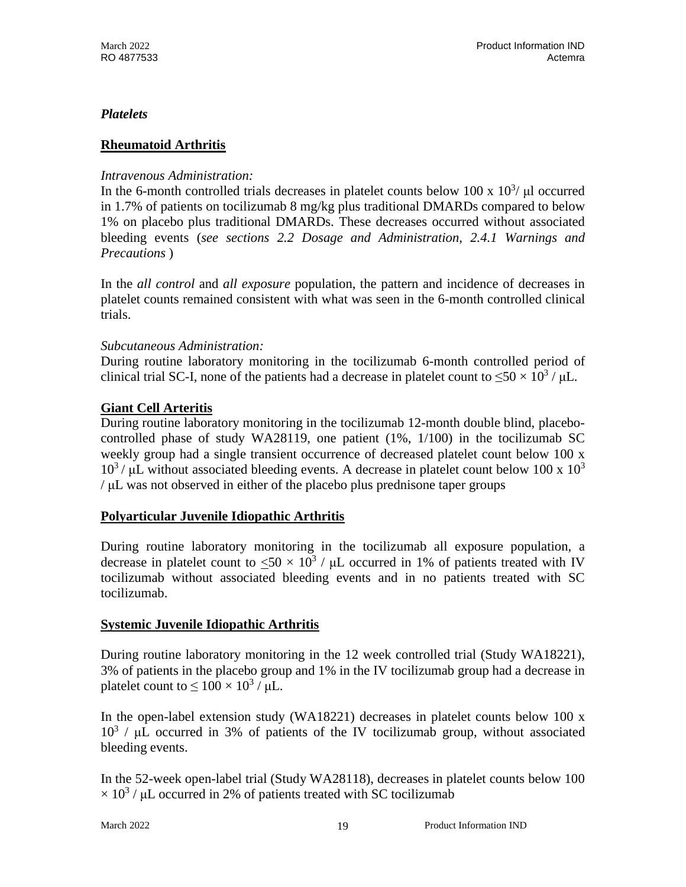*Platelets*

**Rheumatoid Arthritis**

*Intravenous Administration:*

In the 6-month controlled trials decreases in platelet counts below 100 x $10^3$/ μl occurred in 1.7% of patients on tocilizumab 8 mg/kg plus traditional DMARDs compared to below 1% on placebo plus traditional DMARDs. These decreases occurred without associated bleeding events (*see sections 2.2 Dosage and Administration, 2.4.1 Warnings and Precautions* )

In the *all control* and *all exposure* population, the pattern and incidence of decreases in platelet counts remained consistent with what was seen in the 6-month controlled clinical trials.

*Subcutaneous Administration:*

During routine laboratory monitoring in the tocilizumab 6-month controlled period of clinical trial SC-I, none of the patients had a decrease in platelet count to $\leq 50 \times 10^3$ / μL.

**Giant Cell Arteritis**

During routine laboratory monitoring in the tocilizumab 12-month double blind, placebo-controlled phase of study WA28119, one patient (1%, 1/100) in the tocilizumab SC weekly group had a single transient occurrence of decreased platelet count below 100 x $10^3$ / μL without associated bleeding events. A decrease in platelet count below 100 x $10^3$ / μL was not observed in either of the placebo plus prednisone taper groups

**Polyarticular Juvenile Idiopathic Arthritis**

During routine laboratory monitoring in the tocilizumab all exposure population, a decrease in platelet count to $\leq 50 \times 10^3$ / μL occurred in 1% of patients treated with IV tocilizumab without associated bleeding events and in no patients treated with SC tocilizumab.

**Systemic Juvenile Idiopathic Arthritis**

During routine laboratory monitoring in the 12 week controlled trial (Study WA18221), 3% of patients in the placebo group and 1% in the IV tocilizumab group had a decrease in platelet count to $\leq 100 \times 10^3$ / μL.

In the open-label extension study (WA18221) decreases in platelet counts below 100 x $10^3$ / μL occurred in 3% of patients of the IV tocilizumab group, without associated bleeding events.

In the 52-week open-label trial (Study WA28118), decreases in platelet counts below 100 $\times 10^3$ / μL occurred in 2% of patients treated with SC tocilizumab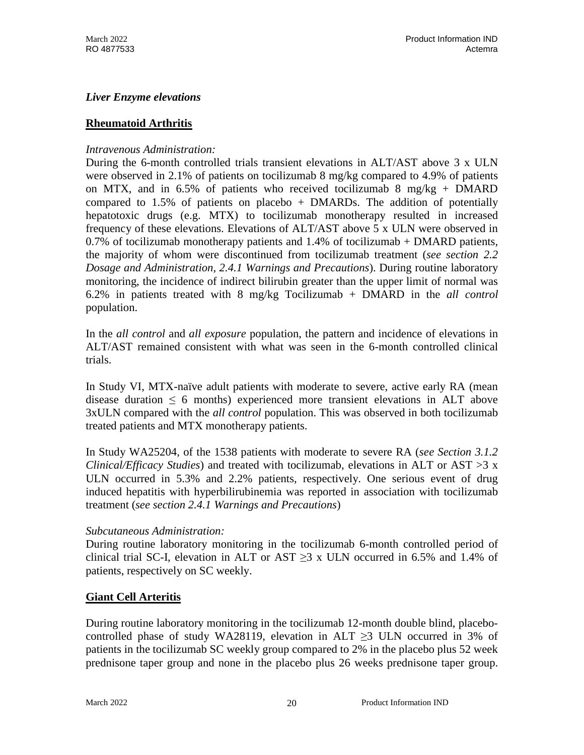*Liver Enzyme elevations*

**Rheumatoid Arthritis**

*Intravenous Administration:*
During the 6-month controlled trials transient elevations in ALT/AST above 3 x ULN were observed in 2.1% of patients on tocilizumab 8 mg/kg compared to 4.9% of patients on MTX, and in 6.5% of patients who received tocilizumab 8 mg/kg + DMARD compared to 1.5% of patients on placebo + DMARDs. The addition of potentially hepatotoxic drugs (e.g. MTX) to tocilizumab monotherapy resulted in increased frequency of these elevations. Elevations of ALT/AST above 5 x ULN were observed in 0.7% of tocilizumab monotherapy patients and 1.4% of tocilizumab + DMARD patients, the majority of whom were discontinued from tocilizumab treatment (*see section 2.2 Dosage and Administration, 2.4.1 Warnings and Precautions*). During routine laboratory monitoring, the incidence of indirect bilirubin greater than the upper limit of normal was 6.2% in patients treated with 8 mg/kg Tocilizumab + DMARD in the *all control* population.

In the *all control* and *all exposure* population, the pattern and incidence of elevations in ALT/AST remained consistent with what was seen in the 6-month controlled clinical trials.

In Study VI, MTX-naïve adult patients with moderate to severe, active early RA (mean disease duration $\leq$ 6 months) experienced more transient elevations in ALT above 3xULN compared with the *all control* population. This was observed in both tocilizumab treated patients and MTX monotherapy patients.

In Study WA25204, of the 1538 patients with moderate to severe RA (*see Section 3.1.2 Clinical/Efficacy Studies*) and treated with tocilizumab, elevations in ALT or AST >3 x ULN occurred in 5.3% and 2.2% patients, respectively. One serious event of drug induced hepatitis with hyperbilirubinemia was reported in association with tocilizumab treatment (*see section 2.4.1 Warnings and Precautions*)

*Subcutaneous Administration:*
During routine laboratory monitoring in the tocilizumab 6-month controlled period of clinical trial SC-I, elevation in ALT or AST $\geq$3 x ULN occurred in 6.5% and 1.4% of patients, respectively on SC weekly.

**Giant Cell Arteritis**

During routine laboratory monitoring in the tocilizumab 12-month double blind, placebo-controlled phase of study WA28119, elevation in ALT $\geq$3 ULN occurred in 3% of patients in the tocilizumab SC weekly group compared to 2% in the placebo plus 52 week prednisone taper group and none in the placebo plus 26 weeks prednisone taper group.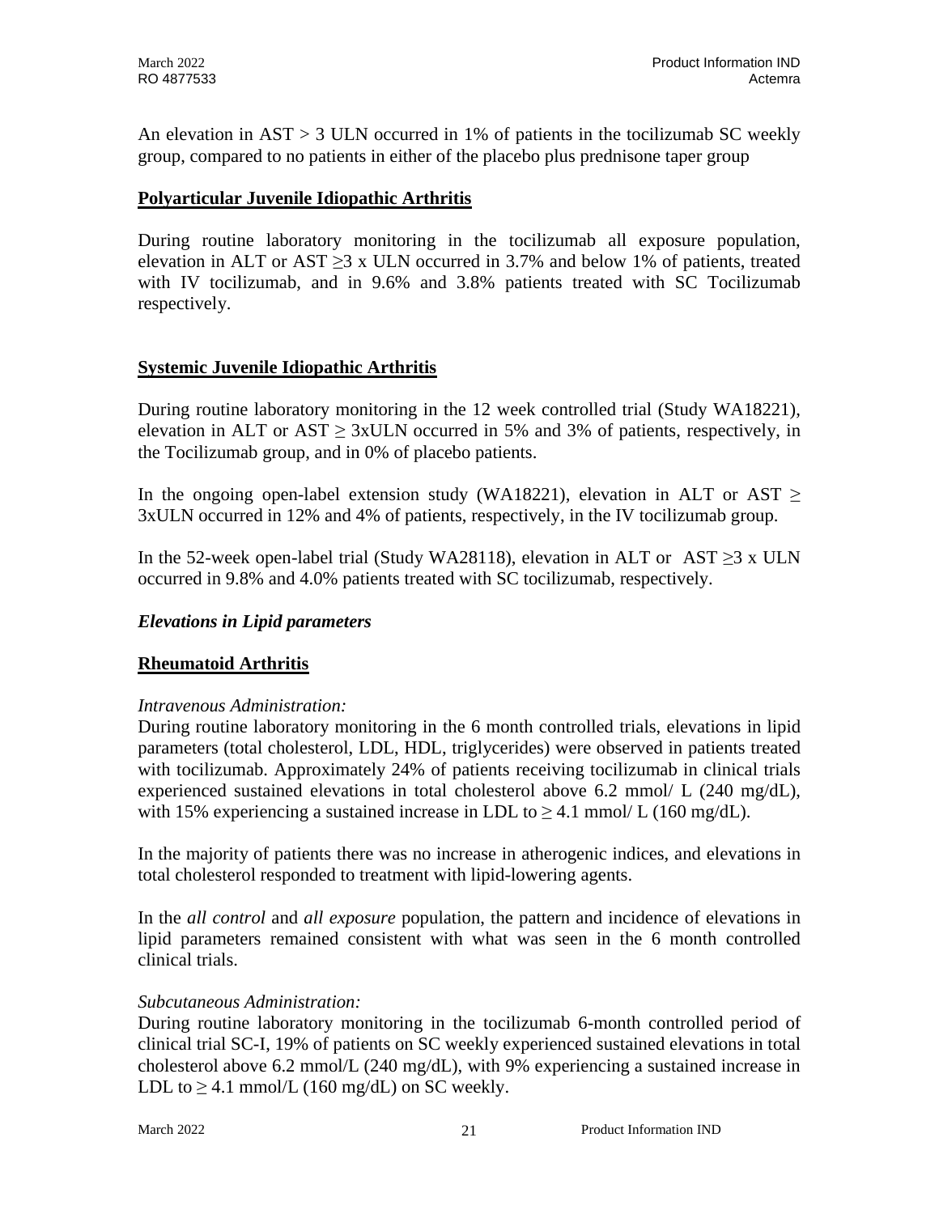An elevation in AST > 3 ULN occurred in 1% of patients in the tocilizumab SC weekly group, compared to no patients in either of the placebo plus prednisone taper group

**Polyarticular Juvenile Idiopathic Arthritis**

During routine laboratory monitoring in the tocilizumab all exposure population, elevation in ALT or AST ≥3 x ULN occurred in 3.7% and below 1% of patients, treated with IV tocilizumab, and in 9.6% and 3.8% patients treated with SC Tocilizumab respectively.

**Systemic Juvenile Idiopathic Arthritis**

During routine laboratory monitoring in the 12 week controlled trial (Study WA18221), elevation in ALT or AST ≥ 3xULN occurred in 5% and 3% of patients, respectively, in the Tocilizumab group, and in 0% of placebo patients.

In the ongoing open-label extension study (WA18221), elevation in ALT or AST ≥ 3xULN occurred in 12% and 4% of patients, respectively, in the IV tocilizumab group.

In the 52-week open-label trial (Study WA28118), elevation in ALT or AST ≥3 x ULN occurred in 9.8% and 4.0% patients treated with SC tocilizumab, respectively.

***Elevations in Lipid parameters***

**Rheumatoid Arthritis**

*Intravenous Administration:*
During routine laboratory monitoring in the 6 month controlled trials, elevations in lipid parameters (total cholesterol, LDL, HDL, triglycerides) were observed in patients treated with tocilizumab. Approximately 24% of patients receiving tocilizumab in clinical trials experienced sustained elevations in total cholesterol above 6.2 mmol/ L (240 mg/dL), with 15% experiencing a sustained increase in LDL to ≥ 4.1 mmol/ L (160 mg/dL).

In the majority of patients there was no increase in atherogenic indices, and elevations in total cholesterol responded to treatment with lipid-lowering agents.

In the *all control* and *all exposure* population, the pattern and incidence of elevations in lipid parameters remained consistent with what was seen in the 6 month controlled clinical trials.

*Subcutaneous Administration:*
During routine laboratory monitoring in the tocilizumab 6-month controlled period of clinical trial SC-I, 19% of patients on SC weekly experienced sustained elevations in total cholesterol above 6.2 mmol/L (240 mg/dL), with 9% experiencing a sustained increase in LDL to ≥ 4.1 mmol/L (160 mg/dL) on SC weekly.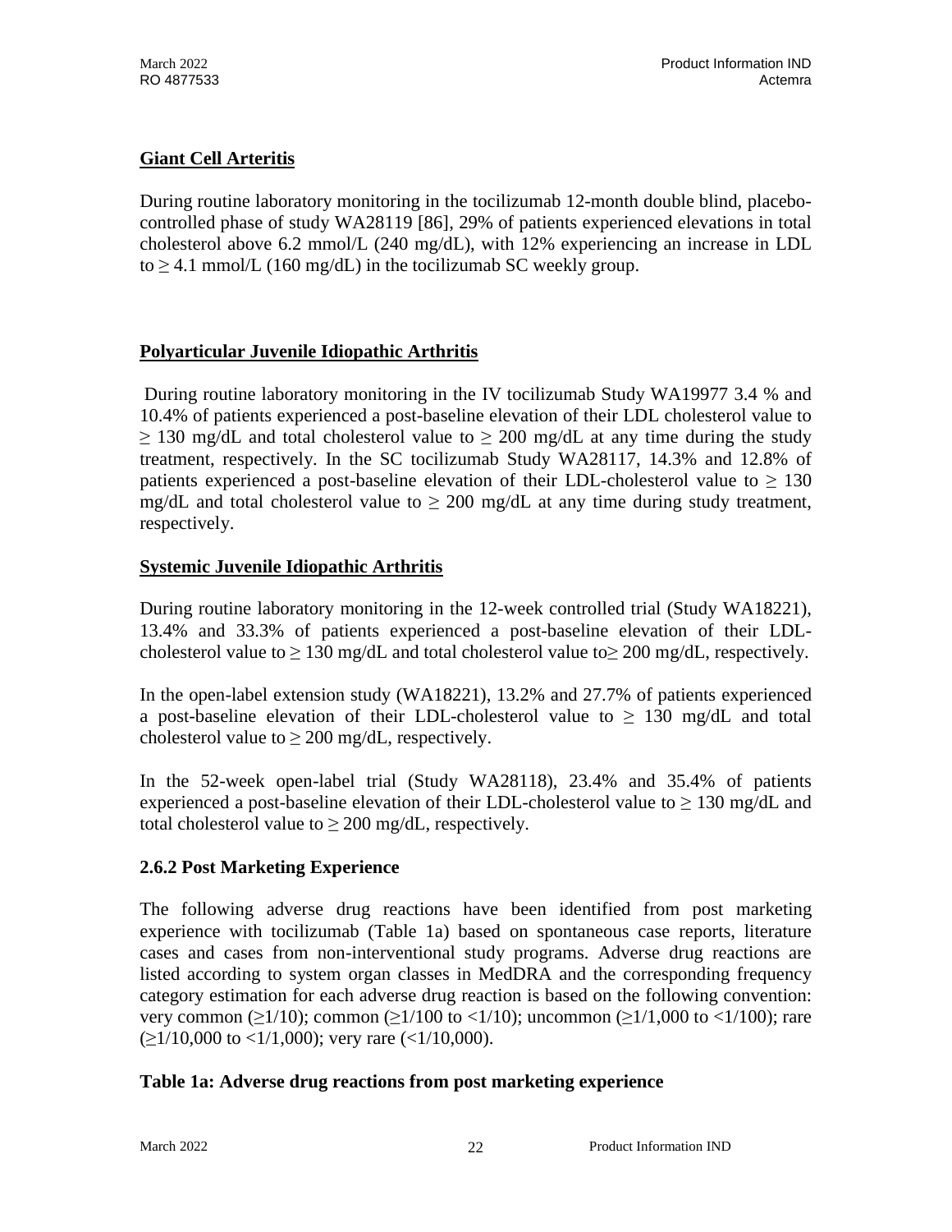**Giant Cell Arteritis**

During routine laboratory monitoring in the tocilizumab 12-month double blind, placebo-controlled phase of study WA28119 [86], 29% of patients experienced elevations in total cholesterol above 6.2 mmol/L (240 mg/dL), with 12% experiencing an increase in LDL to ≥ 4.1 mmol/L (160 mg/dL) in the tocilizumab SC weekly group.

**Polyarticular Juvenile Idiopathic Arthritis**

During routine laboratory monitoring in the IV tocilizumab Study WA19977 3.4 % and 10.4% of patients experienced a post-baseline elevation of their LDL cholesterol value to ≥ 130 mg/dL and total cholesterol value to ≥ 200 mg/dL at any time during the study treatment, respectively. In the SC tocilizumab Study WA28117, 14.3% and 12.8% of patients experienced a post-baseline elevation of their LDL-cholesterol value to ≥ 130 mg/dL and total cholesterol value to ≥ 200 mg/dL at any time during study treatment, respectively.

**Systemic Juvenile Idiopathic Arthritis**

During routine laboratory monitoring in the 12-week controlled trial (Study WA18221), 13.4% and 33.3% of patients experienced a post-baseline elevation of their LDL-cholesterol value to ≥ 130 mg/dL and total cholesterol value to≥ 200 mg/dL, respectively.

In the open-label extension study (WA18221), 13.2% and 27.7% of patients experienced a post-baseline elevation of their LDL-cholesterol value to ≥ 130 mg/dL and total cholesterol value to ≥ 200 mg/dL, respectively.

In the 52-week open-label trial (Study WA28118), 23.4% and 35.4% of patients experienced a post-baseline elevation of their LDL-cholesterol value to ≥ 130 mg/dL and total cholesterol value to ≥ 200 mg/dL, respectively.

### 2.6.2 Post Marketing Experience

The following adverse drug reactions have been identified from post marketing experience with tocilizumab (Table 1a) based on spontaneous case reports, literature cases and cases from non-interventional study programs. Adverse drug reactions are listed according to system organ classes in MedDRA and the corresponding frequency category estimation for each adverse drug reaction is based on the following convention: very common (≥1/10); common (≥1/100 to <1/10); uncommon (≥1/1,000 to <1/100); rare (≥1/10,000 to <1/1,000); very rare (<1/10,000).

**Table 1a: Adverse drug reactions from post marketing experience**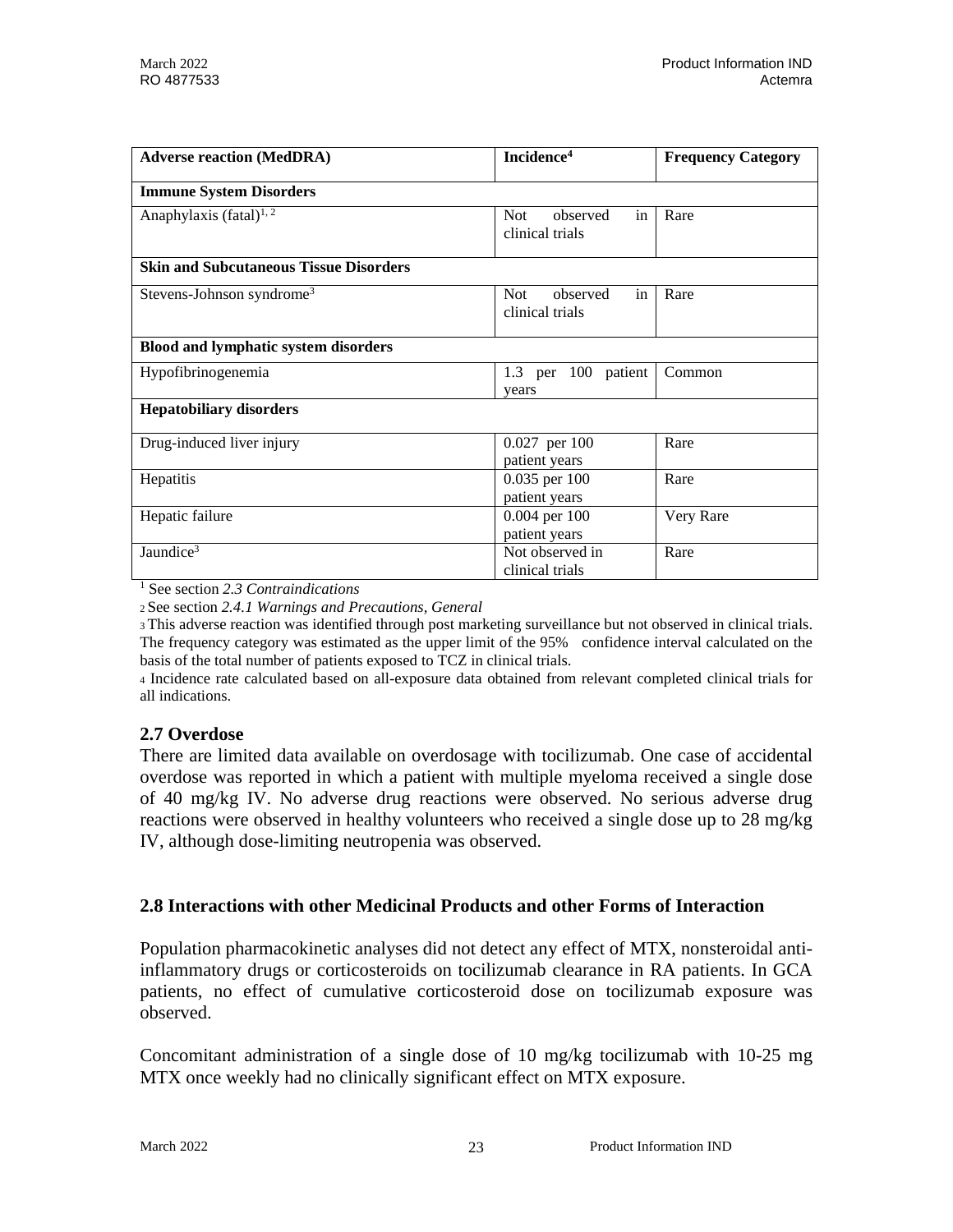| Adverse reaction (MedDRA) | Incidence[4] | Frequency Category |
|---|---|---|
| **Immune System Disorders** | | |
| Anaphylaxis (fatal)[1, 2] | Not observed in clinical trials | Rare |
| **Skin and Subcutaneous Tissue Disorders** | | |
| Stevens-Johnson syndrome[3] | Not observed in clinical trials | Rare |
| **Blood and lymphatic system disorders** | | |
| Hypofibrinogenemia | 1.3 per 100 patient years | Common |
| **Hepatobiliary disorders** | | |
| Drug-induced liver injury | 0.027 per 100 patient years | Rare |
| Hepatitis | 0.035 per 100 patient years | Rare |
| Hepatic failure | 0.004 per 100 patient years | Very Rare |
| Jaundice[3] | Not observed in clinical trials | Rare |

[1] See section *2.3 Contraindications*

[2] See section *2.4.1 Warnings and Precautions, General*

[3] This adverse reaction was identified through post marketing surveillance but not observed in clinical trials. The frequency category was estimated as the upper limit of the 95% confidence interval calculated on the basis of the total number of patients exposed to TCZ in clinical trials.

[4] Incidence rate calculated based on all-exposure data obtained from relevant completed clinical trials for all indications.

## 2.7 Overdose

There are limited data available on overdosage with tocilizumab. One case of accidental overdose was reported in which a patient with multiple myeloma received a single dose of 40 mg/kg IV. No adverse drug reactions were observed. No serious adverse drug reactions were observed in healthy volunteers who received a single dose up to 28 mg/kg IV, although dose-limiting neutropenia was observed.

## 2.8 Interactions with other Medicinal Products and other Forms of Interaction

Population pharmacokinetic analyses did not detect any effect of MTX, nonsteroidal anti-inflammatory drugs or corticosteroids on tocilizumab clearance in RA patients. In GCA patients, no effect of cumulative corticosteroid dose on tocilizumab exposure was observed.

Concomitant administration of a single dose of 10 mg/kg tocilizumab with 10-25 mg MTX once weekly had no clinically significant effect on MTX exposure.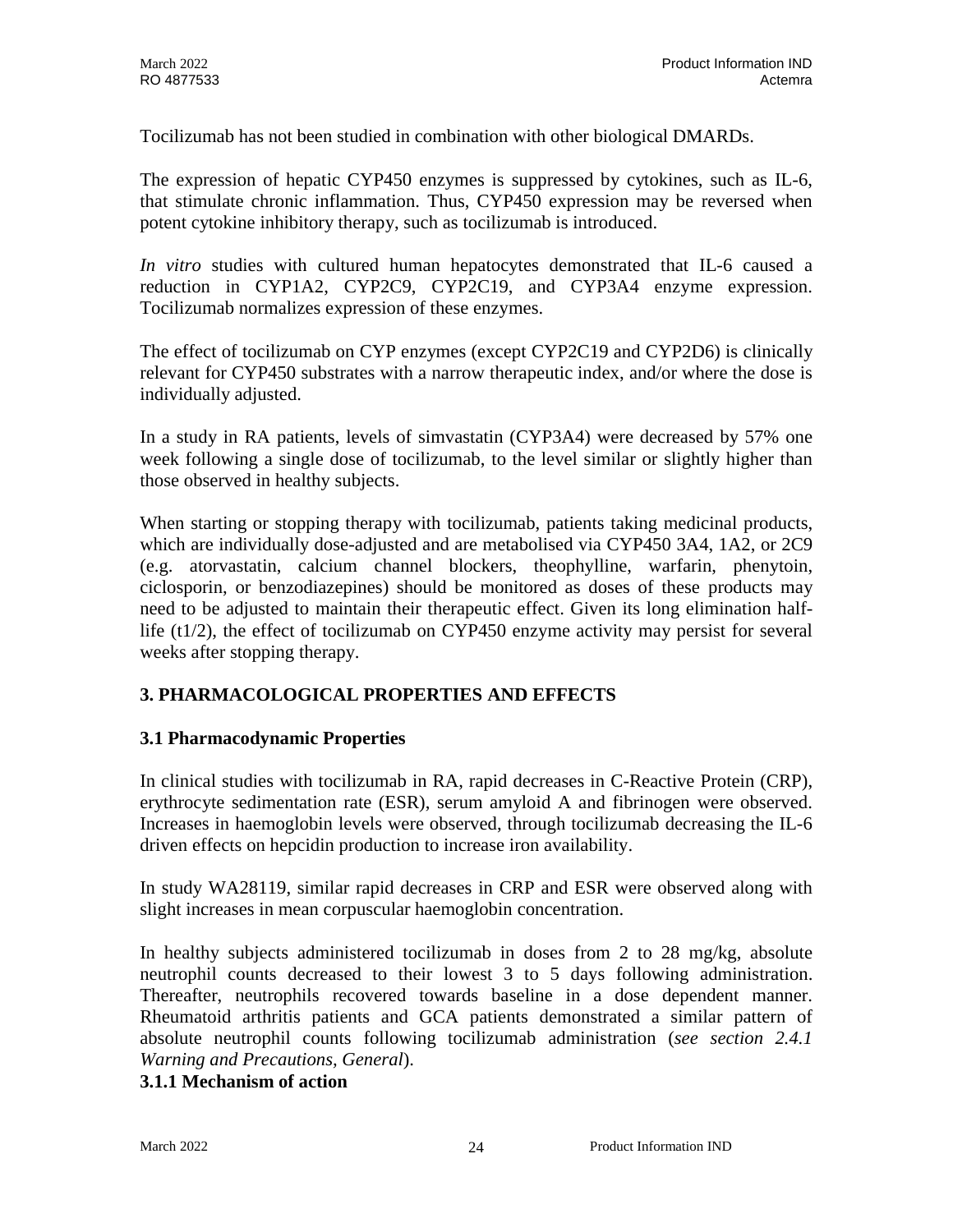Tocilizumab has not been studied in combination with other biological DMARDs.

The expression of hepatic CYP450 enzymes is suppressed by cytokines, such as IL-6, that stimulate chronic inflammation. Thus, CYP450 expression may be reversed when potent cytokine inhibitory therapy, such as tocilizumab is introduced.

*In vitro* studies with cultured human hepatocytes demonstrated that IL-6 caused a reduction in CYP1A2, CYP2C9, CYP2C19, and CYP3A4 enzyme expression. Tocilizumab normalizes expression of these enzymes.

The effect of tocilizumab on CYP enzymes (except CYP2C19 and CYP2D6) is clinically relevant for CYP450 substrates with a narrow therapeutic index, and/or where the dose is individually adjusted.

In a study in RA patients, levels of simvastatin (CYP3A4) were decreased by 57% one week following a single dose of tocilizumab, to the level similar or slightly higher than those observed in healthy subjects.

When starting or stopping therapy with tocilizumab, patients taking medicinal products, which are individually dose-adjusted and are metabolised via CYP450 3A4, 1A2, or 2C9 (e.g. atorvastatin, calcium channel blockers, theophylline, warfarin, phenytoin, ciclosporin, or benzodiazepines) should be monitored as doses of these products may need to be adjusted to maintain their therapeutic effect. Given its long elimination half-life (t1/2), the effect of tocilizumab on CYP450 enzyme activity may persist for several weeks after stopping therapy.

## 3. PHARMACOLOGICAL PROPERTIES AND EFFECTS

### 3.1 Pharmacodynamic Properties

In clinical studies with tocilizumab in RA, rapid decreases in C-Reactive Protein (CRP), erythrocyte sedimentation rate (ESR), serum amyloid A and fibrinogen were observed. Increases in haemoglobin levels were observed, through tocilizumab decreasing the IL-6 driven effects on hepcidin production to increase iron availability.

In study WA28119, similar rapid decreases in CRP and ESR were observed along with slight increases in mean corpuscular haemoglobin concentration.

In healthy subjects administered tocilizumab in doses from 2 to 28 mg/kg, absolute neutrophil counts decreased to their lowest 3 to 5 days following administration. Thereafter, neutrophils recovered towards baseline in a dose dependent manner. Rheumatoid arthritis patients and GCA patients demonstrated a similar pattern of absolute neutrophil counts following tocilizumab administration (*see section 2.4.1 Warning and Precautions, General*).

#### 3.1.1 Mechanism of action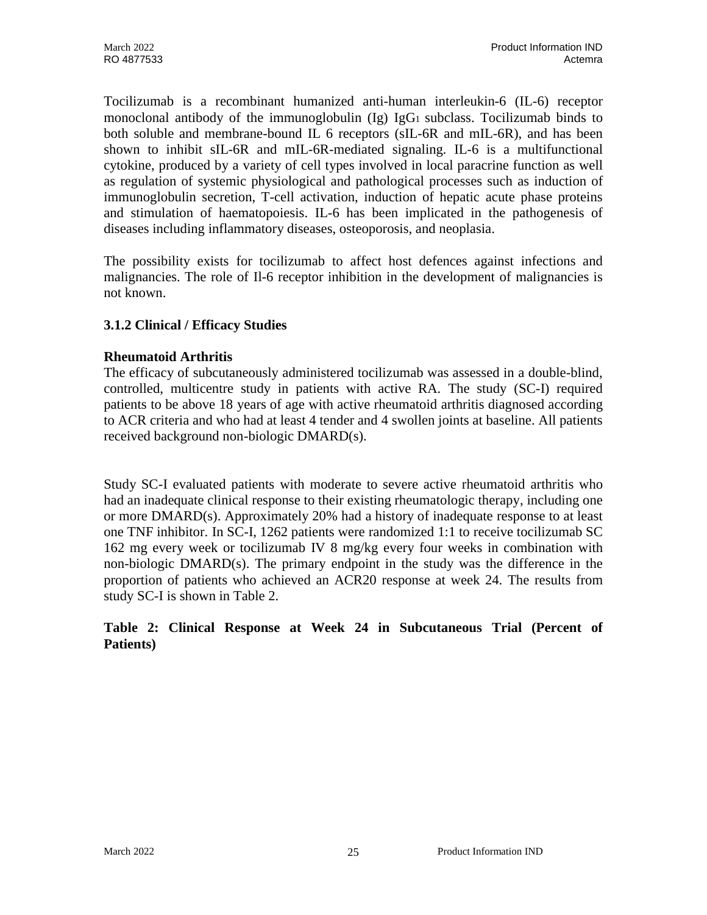Tocilizumab is a recombinant humanized anti-human interleukin-6 (IL-6) receptor monoclonal antibody of the immunoglobulin (Ig) $IgG_1$ subclass. Tocilizumab binds to both soluble and membrane-bound IL 6 receptors (sIL-6R and mIL-6R), and has been shown to inhibit sIL-6R and mIL-6R-mediated signaling. IL-6 is a multifunctional cytokine, produced by a variety of cell types involved in local paracrine function as well as regulation of systemic physiological and pathological processes such as induction of immunoglobulin secretion, T-cell activation, induction of hepatic acute phase proteins and stimulation of haematopoiesis. IL-6 has been implicated in the pathogenesis of diseases including inflammatory diseases, osteoporosis, and neoplasia.

The possibility exists for tocilizumab to affect host defences against infections and malignancies. The role of Il-6 receptor inhibition in the development of malignancies is not known.

### 3.1.2 Clinical / Efficacy Studies

**Rheumatoid Arthritis**

The efficacy of subcutaneously administered tocilizumab was assessed in a double-blind, controlled, multicentre study in patients with active RA. The study (SC-I) required patients to be above 18 years of age with active rheumatoid arthritis diagnosed according to ACR criteria and who had at least 4 tender and 4 swollen joints at baseline. All patients received background non-biologic DMARD(s).

Study SC-I evaluated patients with moderate to severe active rheumatoid arthritis who had an inadequate clinical response to their existing rheumatologic therapy, including one or more DMARD(s). Approximately 20% had a history of inadequate response to at least one TNF inhibitor. In SC-I, 1262 patients were randomized 1:1 to receive tocilizumab SC 162 mg every week or tocilizumab IV 8 mg/kg every four weeks in combination with non-biologic DMARD(s). The primary endpoint in the study was the difference in the proportion of patients who achieved an ACR20 response at week 24. The results from study SC-I is shown in Table 2.

**Table 2: Clinical Response at Week 24 in Subcutaneous Trial (Percent of Patients)**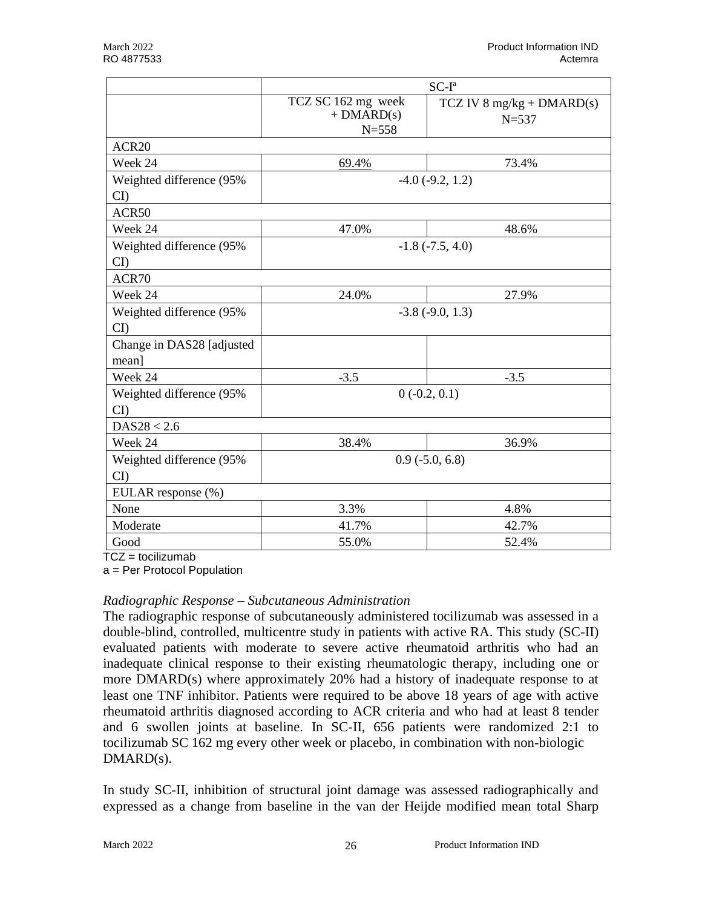| | SC-I[a] | |
|---|---|---|
| | TCZ SC 162 mg week + DMARD(s) N=558 | TCZ IV 8 mg/kg + DMARD(s) N=537 |
| ACR20 | | |
| Week 24 | 69.4% | 73.4% |
| Weighted difference (95% CI) | -4.0 (-9.2, 1.2) | |
| ACR50 | | |
| Week 24 | 47.0% | 48.6% |
| Weighted difference (95% CI) | -1.8 (-7.5, 4.0) | |
| ACR70 | | |
| Week 24 | 24.0% | 27.9% |
| Weighted difference (95% CI) | -3.8 (-9.0, 1.3) | |
| Change in DAS28 [adjusted mean] | | |
| Week 24 | -3.5 | -3.5 |
| Weighted difference (95% CI) | 0 (-0.2, 0.1) | |
| DAS28 < 2.6 | | |
| Week 24 | 38.4% | 36.9% |
| Weighted difference (95% CI) | 0.9 (-5.0, 6.8) | |
| EULAR response (%) | | |
| None | 3.3% | 4.8% |
| Moderate | 41.7% | 42.7% |
| Good | 55.0% | 52.4% |

TCZ = tocilizumab

a = Per Protocol Population

*Radiographic Response – Subcutaneous Administration*

The radiographic response of subcutaneously administered tocilizumab was assessed in a double-blind, controlled, multicentre study in patients with active RA. This study (SC-II) evaluated patients with moderate to severe active rheumatoid arthritis who had an inadequate clinical response to their existing rheumatologic therapy, including one or more DMARD(s) where approximately 20% had a history of inadequate response to at least one TNF inhibitor. Patients were required to be above 18 years of age with active rheumatoid arthritis diagnosed according to ACR criteria and who had at least 8 tender and 6 swollen joints at baseline. In SC-II, 656 patients were randomized 2:1 to tocilizumab SC 162 mg every other week or placebo, in combination with non-biologic DMARD(s).

In study SC-II, inhibition of structural joint damage was assessed radiographically and expressed as a change from baseline in the van der Heijde modified mean total Sharp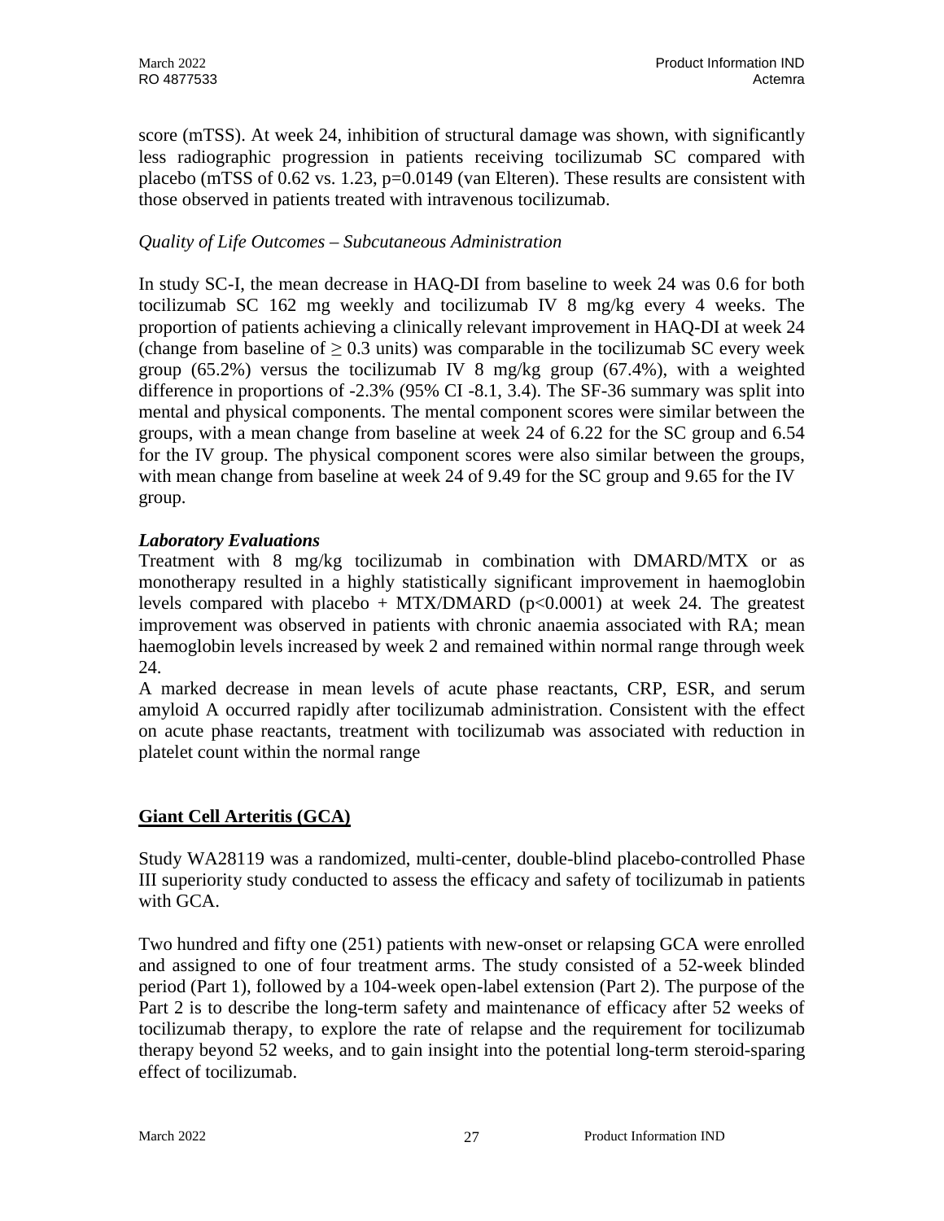score (mTSS). At week 24, inhibition of structural damage was shown, with significantly less radiographic progression in patients receiving tocilizumab SC compared with placebo (mTSS of 0.62 vs. 1.23, p=0.0149 (van Elteren). These results are consistent with those observed in patients treated with intravenous tocilizumab.

*Quality of Life Outcomes – Subcutaneous Administration*

In study SC-I, the mean decrease in HAQ-DI from baseline to week 24 was 0.6 for both tocilizumab SC 162 mg weekly and tocilizumab IV 8 mg/kg every 4 weeks. The proportion of patients achieving a clinically relevant improvement in HAQ-DI at week 24 (change from baseline of $\geq 0.3$ units) was comparable in the tocilizumab SC every week group (65.2%) versus the tocilizumab IV 8 mg/kg group (67.4%), with a weighted difference in proportions of -2.3% (95% CI -8.1, 3.4). The SF-36 summary was split into mental and physical components. The mental component scores were similar between the groups, with a mean change from baseline at week 24 of 6.22 for the SC group and 6.54 for the IV group. The physical component scores were also similar between the groups, with mean change from baseline at week 24 of 9.49 for the SC group and 9.65 for the IV group.

***Laboratory Evaluations***

Treatment with 8 mg/kg tocilizumab in combination with DMARD/MTX or as monotherapy resulted in a highly statistically significant improvement in haemoglobin levels compared with placebo + MTX/DMARD ($p<0.0001$) at week 24. The greatest improvement was observed in patients with chronic anaemia associated with RA; mean haemoglobin levels increased by week 2 and remained within normal range through week 24.

A marked decrease in mean levels of acute phase reactants, CRP, ESR, and serum amyloid A occurred rapidly after tocilizumab administration. Consistent with the effect on acute phase reactants, treatment with tocilizumab was associated with reduction in platelet count within the normal range

## Giant Cell Arteritis (GCA)

Study WA28119 was a randomized, multi-center, double-blind placebo-controlled Phase III superiority study conducted to assess the efficacy and safety of tocilizumab in patients with GCA.

Two hundred and fifty one (251) patients with new-onset or relapsing GCA were enrolled and assigned to one of four treatment arms. The study consisted of a 52-week blinded period (Part 1), followed by a 104-week open-label extension (Part 2). The purpose of the Part 2 is to describe the long-term safety and maintenance of efficacy after 52 weeks of tocilizumab therapy, to explore the rate of relapse and the requirement for tocilizumab therapy beyond 52 weeks, and to gain insight into the potential long-term steroid-sparing effect of tocilizumab.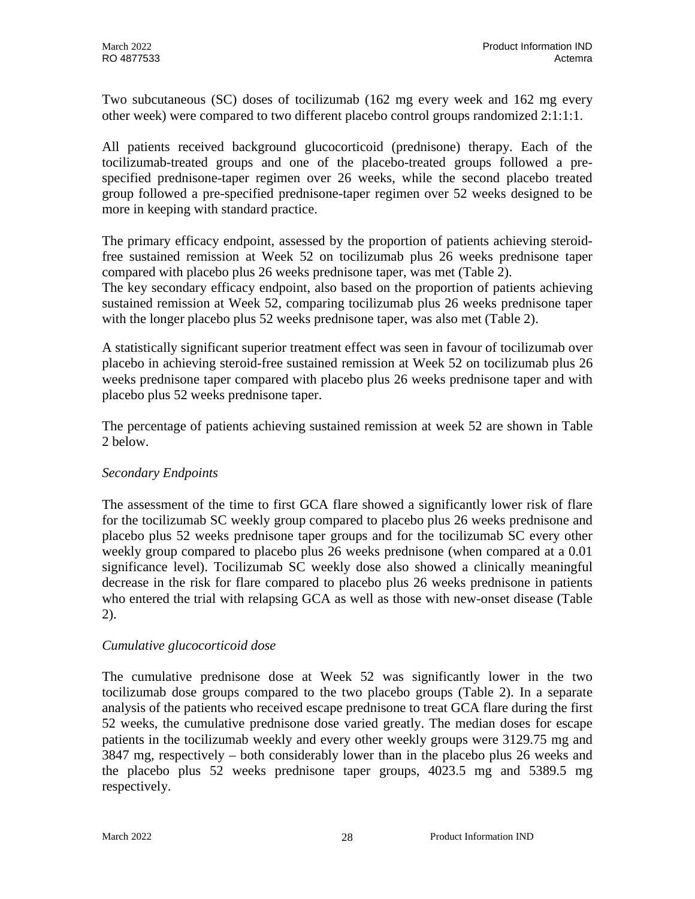Two subcutaneous (SC) doses of tocilizumab (162 mg every week and 162 mg every other week) were compared to two different placebo control groups randomized 2:1:1:1.

All patients received background glucocorticoid (prednisone) therapy. Each of the tocilizumab-treated groups and one of the placebo-treated groups followed a pre-specified prednisone-taper regimen over 26 weeks, while the second placebo treated group followed a pre-specified prednisone-taper regimen over 52 weeks designed to be more in keeping with standard practice.

The primary efficacy endpoint, assessed by the proportion of patients achieving steroid-free sustained remission at Week 52 on tocilizumab plus 26 weeks prednisone taper compared with placebo plus 26 weeks prednisone taper, was met (Table 2).
The key secondary efficacy endpoint, also based on the proportion of patients achieving sustained remission at Week 52, comparing tocilizumab plus 26 weeks prednisone taper with the longer placebo plus 52 weeks prednisone taper, was also met (Table 2).

A statistically significant superior treatment effect was seen in favour of tocilizumab over placebo in achieving steroid-free sustained remission at Week 52 on tocilizumab plus 26 weeks prednisone taper compared with placebo plus 26 weeks prednisone taper and with placebo plus 52 weeks prednisone taper.

The percentage of patients achieving sustained remission at week 52 are shown in Table 2 below.

*Secondary Endpoints*

The assessment of the time to first GCA flare showed a significantly lower risk of flare for the tocilizumab SC weekly group compared to placebo plus 26 weeks prednisone and placebo plus 52 weeks prednisone taper groups and for the tocilizumab SC every other weekly group compared to placebo plus 26 weeks prednisone (when compared at a 0.01 significance level). Tocilizumab SC weekly dose also showed a clinically meaningful decrease in the risk for flare compared to placebo plus 26 weeks prednisone in patients who entered the trial with relapsing GCA as well as those with new-onset disease (Table 2).

*Cumulative glucocorticoid dose*

The cumulative prednisone dose at Week 52 was significantly lower in the two tocilizumab dose groups compared to the two placebo groups (Table 2). In a separate analysis of the patients who received escape prednisone to treat GCA flare during the first 52 weeks, the cumulative prednisone dose varied greatly. The median doses for escape patients in the tocilizumab weekly and every other weekly groups were 3129.75 mg and 3847 mg, respectively – both considerably lower than in the placebo plus 26 weeks and the placebo plus 52 weeks prednisone taper groups, 4023.5 mg and 5389.5 mg respectively.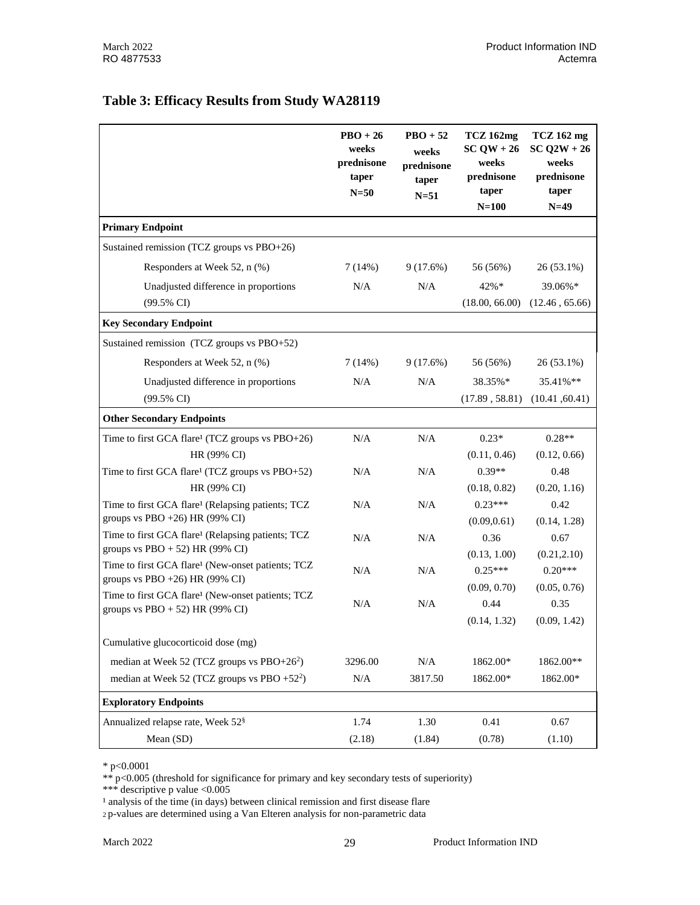## Table 3: Efficacy Results from Study WA28119

| | PBO + 26 weeks prednisone taper N=50 | PBO + 52 weeks prednisone taper N=51 | TCZ 162mg SC QW + 26 weeks prednisone taper N=100 | TCZ 162 mg SC Q2W + 26 weeks prednisone taper N=49 |
|---|---|---|---|---|
| **Primary Endpoint** | | | | |
| Sustained remission (TCZ groups vs PBO+26) | | | | |
| Responders at Week 52, n (%) | 7 (14%) | 9 (17.6%) | 56 (56%) | 26 (53.1%) |
| Unadjusted difference in proportions (99.5% CI) | N/A | N/A | 42%* (18.00, 66.00) | 39.06%* (12.46 , 65.66) |
| **Key Secondary Endpoint** | | | | |
| Sustained remission (TCZ groups vs PBO+52) | | | | |
| Responders at Week 52, n (%) | 7 (14%) | 9 (17.6%) | 56 (56%) | 26 (53.1%) |
| Unadjusted difference in proportions (99.5% CI) | N/A | N/A | 38.35%* (17.89 , 58.81) | 35.41%** (10.41 ,60.41) |
| **Other Secondary Endpoints** | | | | |
| Time to first GCA flare[1] (TCZ groups vs PBO+26) HR (99% CI) | N/A | N/A | 0.23* (0.11, 0.46) | 0.28** (0.12, 0.66) |
| Time to first GCA flare[1] (TCZ groups vs PBO+52) HR (99% CI) | N/A | N/A | 0.39** (0.18, 0.82) | 0.48 (0.20, 1.16) |
| Time to first GCA flare[1] (Relapsing patients; TCZ groups vs PBO +26) HR (99% CI) | N/A | N/A | 0.23*** (0.09,0.61) | 0.42 (0.14, 1.28) |
| Time to first GCA flare[1] (Relapsing patients; TCZ groups vs PBO + 52) HR (99% CI) | N/A | N/A | 0.36 (0.13, 1.00) | 0.67 (0.21,2.10) |
| Time to first GCA flare[1] (New-onset patients; TCZ groups vs PBO +26) HR (99% CI) | N/A | N/A | 0.25*** (0.09, 0.70) | 0.20*** (0.05, 0.76) |
| Time to first GCA flare[1] (New-onset patients; TCZ groups vs PBO + 52) HR (99% CI) | N/A | N/A | 0.44 (0.14, 1.32) | 0.35 (0.09, 1.42) |
| Cumulative glucocorticoid dose (mg) | | | | |
| median at Week 52 (TCZ groups vs PBO+26[2]) | 3296.00 | N/A | 1862.00* | 1862.00** |
| median at Week 52 (TCZ groups vs PBO +52[2]) | N/A | 3817.50 | 1862.00* | 1862.00* |
| **Exploratory Endpoints** | | | | |
| Annualized relapse rate, Week 52[§] Mean (SD) | 1.74 (2.18) | 1.30 (1.84) | 0.41 (0.78) | 0.67 (1.10) |

* p<0.0001

** p<0.005 (threshold for significance for primary and key secondary tests of superiority)

*** descriptive p value <0.005

[1] analysis of the time (in days) between clinical remission and first disease flare

[2] p-values are determined using a Van Elteren analysis for non-parametric data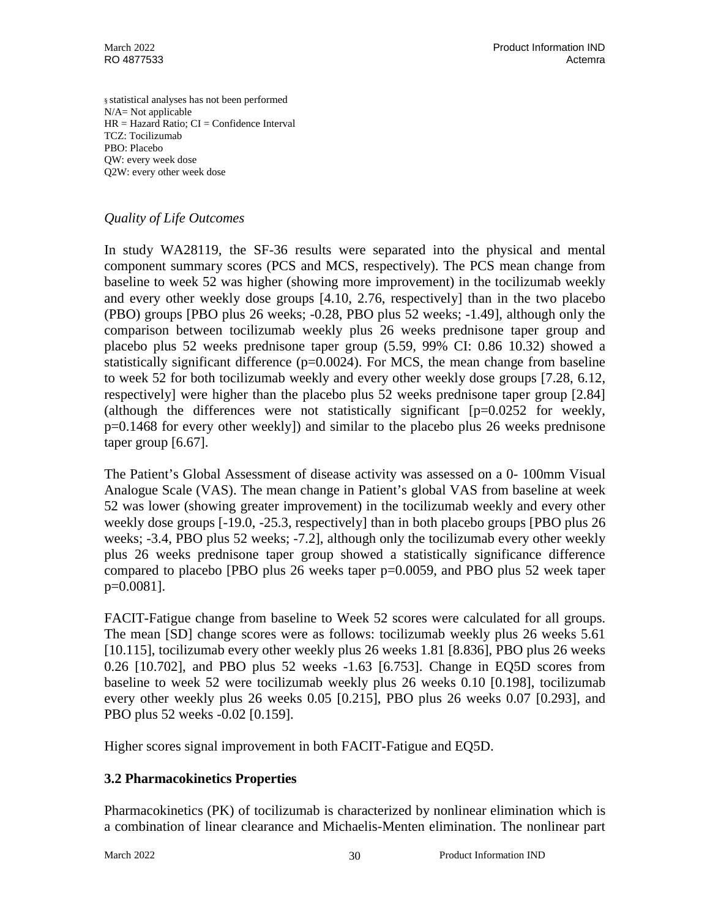§ statistical analyses has not been performed
N/A= Not applicable
HR = Hazard Ratio; CI = Confidence Interval
TCZ: Tocilizumab
PBO: Placebo
QW: every week dose
Q2W: every other week dose

*Quality of Life Outcomes*

In study WA28119, the SF-36 results were separated into the physical and mental component summary scores (PCS and MCS, respectively). The PCS mean change from baseline to week 52 was higher (showing more improvement) in the tocilizumab weekly and every other weekly dose groups [4.10, 2.76, respectively] than in the two placebo (PBO) groups [PBO plus 26 weeks; -0.28, PBO plus 52 weeks; -1.49], although only the comparison between tocilizumab weekly plus 26 weeks prednisone taper group and placebo plus 52 weeks prednisone taper group (5.59, 99% CI: 0.86 10.32) showed a statistically significant difference (p=0.0024). For MCS, the mean change from baseline to week 52 for both tocilizumab weekly and every other weekly dose groups [7.28, 6.12, respectively] were higher than the placebo plus 52 weeks prednisone taper group [2.84] (although the differences were not statistically significant [p=0.0252 for weekly, p=0.1468 for every other weekly]) and similar to the placebo plus 26 weeks prednisone taper group [6.67].

The Patient's Global Assessment of disease activity was assessed on a 0- 100mm Visual Analogue Scale (VAS). The mean change in Patient's global VAS from baseline at week 52 was lower (showing greater improvement) in the tocilizumab weekly and every other weekly dose groups [-19.0, -25.3, respectively] than in both placebo groups [PBO plus 26 weeks; -3.4, PBO plus 52 weeks; -7.2], although only the tocilizumab every other weekly plus 26 weeks prednisone taper group showed a statistically significance difference compared to placebo [PBO plus 26 weeks taper p=0.0059, and PBO plus 52 week taper p=0.0081].

FACIT-Fatigue change from baseline to Week 52 scores were calculated for all groups. The mean [SD] change scores were as follows: tocilizumab weekly plus 26 weeks 5.61 [10.115], tocilizumab every other weekly plus 26 weeks 1.81 [8.836], PBO plus 26 weeks 0.26 [10.702], and PBO plus 52 weeks -1.63 [6.753]. Change in EQ5D scores from baseline to week 52 were tocilizumab weekly plus 26 weeks 0.10 [0.198], tocilizumab every other weekly plus 26 weeks 0.05 [0.215], PBO plus 26 weeks 0.07 [0.293], and PBO plus 52 weeks -0.02 [0.159].

Higher scores signal improvement in both FACIT-Fatigue and EQ5D.

## 3.2 Pharmacokinetics Properties

Pharmacokinetics (PK) of tocilizumab is characterized by nonlinear elimination which is a combination of linear clearance and Michaelis-Menten elimination. The nonlinear part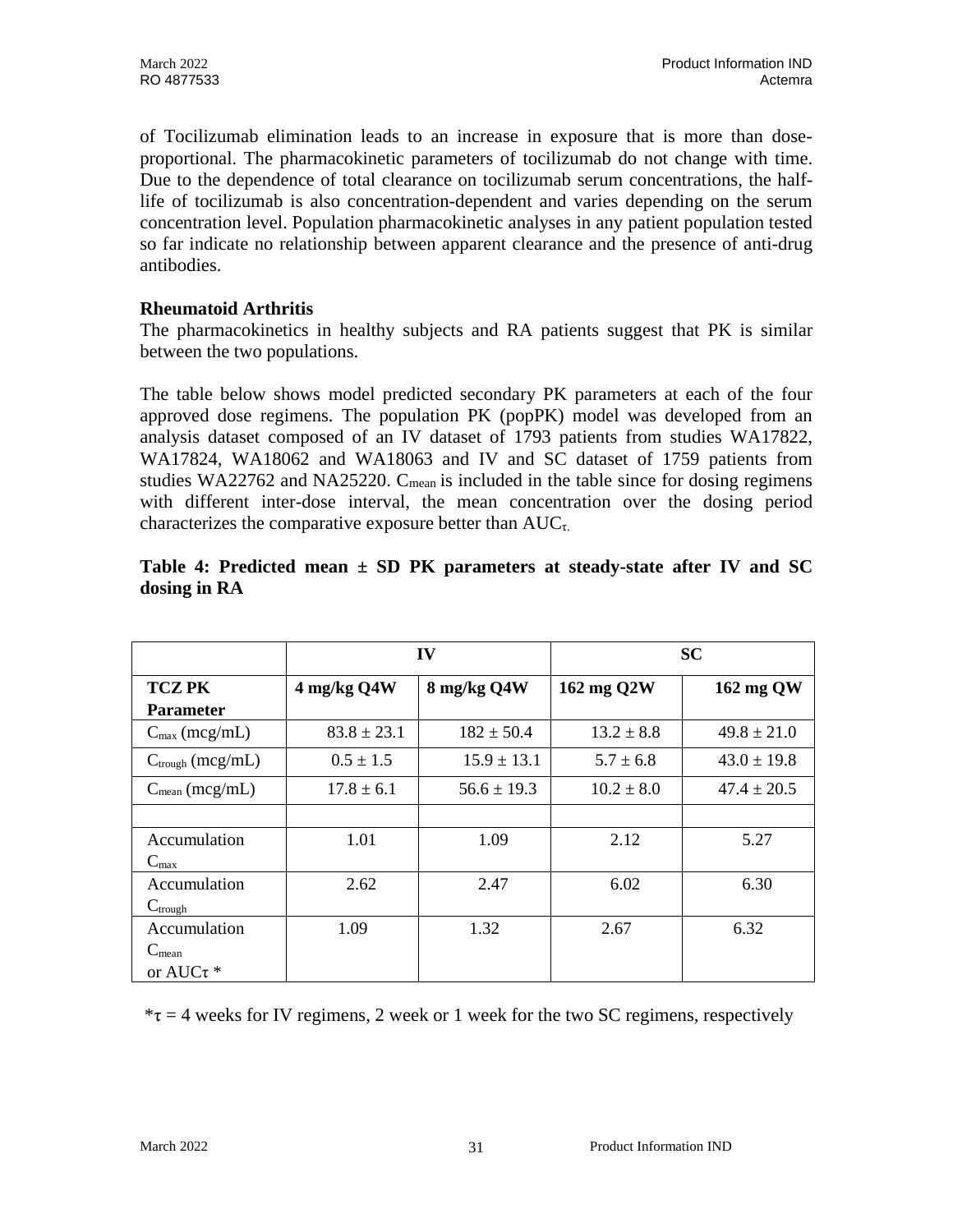of Tocilizumab elimination leads to an increase in exposure that is more than dose-proportional. The pharmacokinetic parameters of tocilizumab do not change with time. Due to the dependence of total clearance on tocilizumab serum concentrations, the half-life of tocilizumab is also concentration-dependent and varies depending on the serum concentration level. Population pharmacokinetic analyses in any patient population tested so far indicate no relationship between apparent clearance and the presence of anti-drug antibodies.

**Rheumatoid Arthritis**

The pharmacokinetics in healthy subjects and RA patients suggest that PK is similar between the two populations.

The table below shows model predicted secondary PK parameters at each of the four approved dose regimens. The population PK (popPK) model was developed from an analysis dataset composed of an IV dataset of 1793 patients from studies WA17822, WA17824, WA18062 and WA18063 and IV and SC dataset of 1759 patients from studies WA22762 and NA25220. $C_{mean}$ is included in the table since for dosing regimens with different inter-dose interval, the mean concentration over the dosing period characterizes the comparative exposure better than $AUC_{\tau}$.

**Table 4: Predicted mean ± SD PK parameters at steady-state after IV and SC dosing in RA**

| | IV | | SC | |
|---|---|---|---|---|
| **TCZ PK Parameter** | **4 mg/kg Q4W** | **8 mg/kg Q4W** | **162 mg Q2W** | **162 mg QW** |
| $C_{max}$ (mcg/mL) | 83.8 ± 23.1 | 182 ± 50.4 | 13.2 ± 8.8 | 49.8 ± 21.0 |
| $C_{trough}$ (mcg/mL) | 0.5 ± 1.5 | 15.9 ± 13.1 | 5.7 ± 6.8 | 43.0 ± 19.8 |
| $C_{mean}$ (mcg/mL) | 17.8 ± 6.1 | 56.6 ± 19.3 | 10.2 ± 8.0 | 47.4 ± 20.5 |
| | | | | |
| Accumulation $C_{max}$ | 1.01 | 1.09 | 2.12 | 5.27 |
| Accumulation $C_{trough}$ | 2.62 | 2.47 | 6.02 | 6.30 |
| Accumulation $C_{mean}$ or $AUC\tau$ * | 1.09 | 1.32 | 2.67 | 6.32 |

*τ = 4 weeks for IV regimens, 2 week or 1 week for the two SC regimens, respectively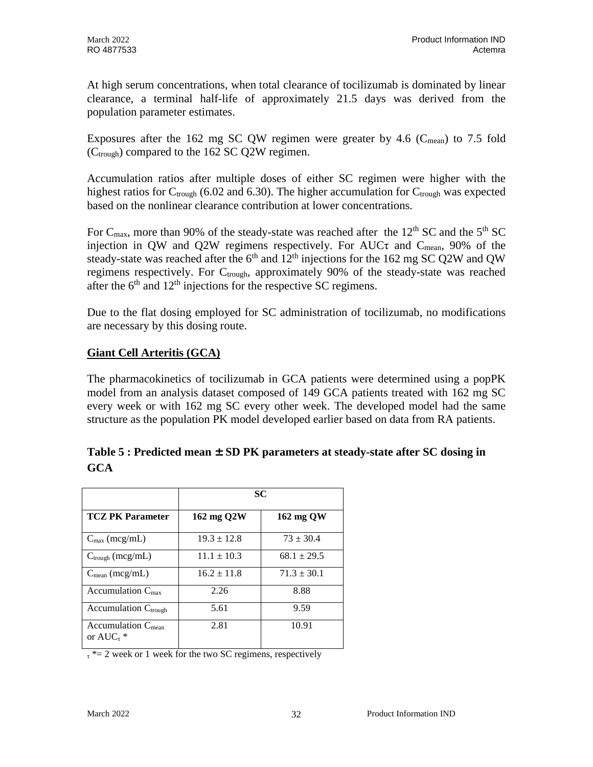At high serum concentrations, when total clearance of tocilizumab is dominated by linear clearance, a terminal half-life of approximately 21.5 days was derived from the population parameter estimates.

Exposures after the 162 mg SC QW regimen were greater by 4.6 ($C_{mean}$) to 7.5 fold ($C_{trough}$) compared to the 162 SC Q2W regimen.

Accumulation ratios after multiple doses of either SC regimen were higher with the highest ratios for $C_{trough}$ (6.02 and 6.30). The higher accumulation for $C_{trough}$ was expected based on the nonlinear clearance contribution at lower concentrations.

For $C_{max}$, more than 90% of the steady-state was reached after the 12th SC and the 5th SC injection in QW and Q2W regimens respectively. For AUC$\tau$ and $C_{mean}$, 90% of the steady-state was reached after the 6th and 12th injections for the 162 mg SC Q2W and QW regimens respectively. For $C_{trough}$, approximately 90% of the steady-state was reached after the 6th and 12th injections for the respective SC regimens.

Due to the flat dosing employed for SC administration of tocilizumab, no modifications are necessary by this dosing route.

## Giant Cell Arteritis (GCA)

The pharmacokinetics of tocilizumab in GCA patients were determined using a popPK model from an analysis dataset composed of 149 GCA patients treated with 162 mg SC every week or with 162 mg SC every other week. The developed model had the same structure as the population PK model developed earlier based on data from RA patients.

**Table 5 : Predicted mean ± SD PK parameters at steady-state after SC dosing in GCA**

| | SC | |
|---|---|---|
| **TCZ PK Parameter** | **162 mg Q2W** | **162 mg QW** |
| $C_{max}$ (mcg/mL) | 19.3 ± 12.8 | 73 ± 30.4 |
| $C_{trough}$ (mcg/mL) | 11.1 ± 10.3 | 68.1 ± 29.5 |
| $C_{mean}$ (mcg/mL) | 16.2 ± 11.8 | 71.3 ± 30.1 |
| Accumulation $C_{max}$ | 2.26 | 8.88 |
| Accumulation $C_{trough}$ | 5.61 | 9.59 |
| Accumulation $C_{mean}$ or $AUC_{\tau}$ * | 2.81 | 10.91 |

$_{\tau}$ *= 2 week or 1 week for the two SC regimens, respectively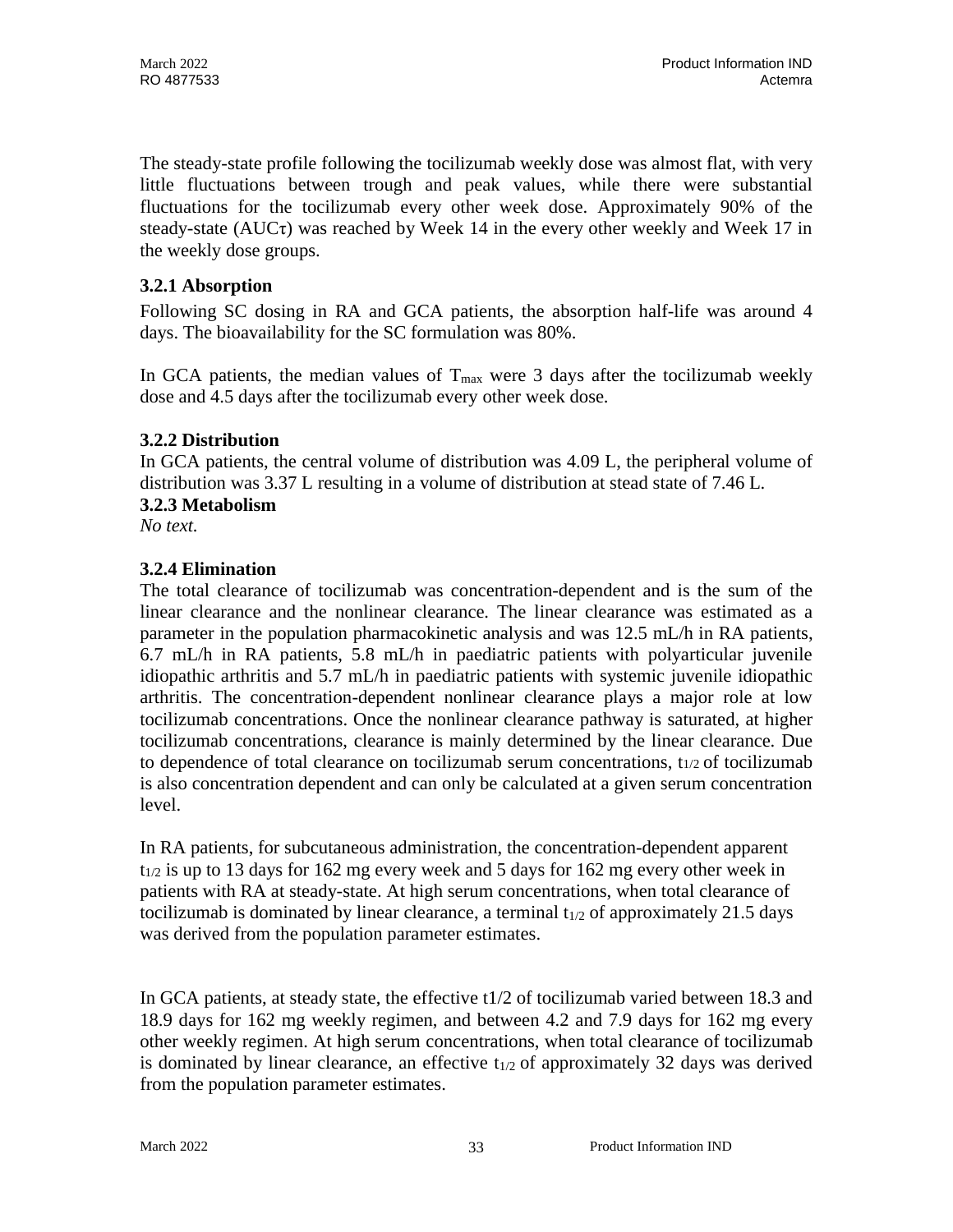The steady-state profile following the tocilizumab weekly dose was almost flat, with very little fluctuations between trough and peak values, while there were substantial fluctuations for the tocilizumab every other week dose. Approximately 90% of the steady-state (AUCτ) was reached by Week 14 in the every other weekly and Week 17 in the weekly dose groups.

### 3.2.1 Absorption

Following SC dosing in RA and GCA patients, the absorption half-life was around 4 days. The bioavailability for the SC formulation was 80%.

In GCA patients, the median values of $T_{max}$ were 3 days after the tocilizumab weekly dose and 4.5 days after the tocilizumab every other week dose.

### 3.2.2 Distribution

In GCA patients, the central volume of distribution was 4.09 L, the peripheral volume of distribution was 3.37 L resulting in a volume of distribution at stead state of 7.46 L.

### 3.2.3 Metabolism

*No text.*

### 3.2.4 Elimination

The total clearance of tocilizumab was concentration-dependent and is the sum of the linear clearance and the nonlinear clearance. The linear clearance was estimated as a parameter in the population pharmacokinetic analysis and was 12.5 mL/h in RA patients, 6.7 mL/h in RA patients, 5.8 mL/h in paediatric patients with polyarticular juvenile idiopathic arthritis and 5.7 mL/h in paediatric patients with systemic juvenile idiopathic arthritis. The concentration-dependent nonlinear clearance plays a major role at low tocilizumab concentrations. Once the nonlinear clearance pathway is saturated, at higher tocilizumab concentrations, clearance is mainly determined by the linear clearance. Due to dependence of total clearance on tocilizumab serum concentrations, $t_{1/2}$ of tocilizumab is also concentration dependent and can only be calculated at a given serum concentration level.

In RA patients, for subcutaneous administration, the concentration-dependent apparent $t_{1/2}$ is up to 13 days for 162 mg every week and 5 days for 162 mg every other week in patients with RA at steady-state. At high serum concentrations, when total clearance of tocilizumab is dominated by linear clearance, a terminal $t_{1/2}$ of approximately 21.5 days was derived from the population parameter estimates.

In GCA patients, at steady state, the effective t1/2 of tocilizumab varied between 18.3 and 18.9 days for 162 mg weekly regimen, and between 4.2 and 7.9 days for 162 mg every other weekly regimen. At high serum concentrations, when total clearance of tocilizumab is dominated by linear clearance, an effective $t_{1/2}$ of approximately 32 days was derived from the population parameter estimates.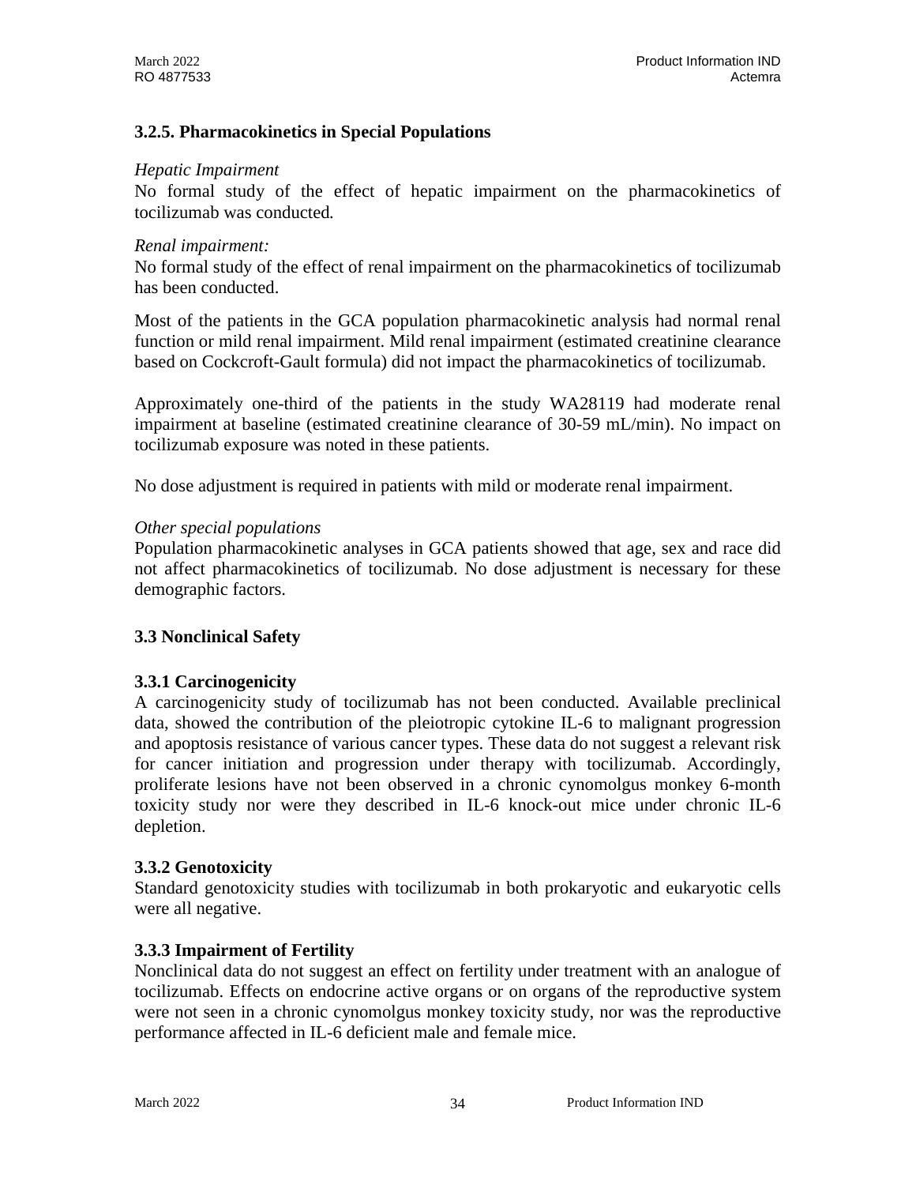### 3.2.5. Pharmacokinetics in Special Populations

*Hepatic Impairment*

No formal study of the effect of hepatic impairment on the pharmacokinetics of tocilizumab was conducted.

*Renal impairment:*

No formal study of the effect of renal impairment on the pharmacokinetics of tocilizumab has been conducted.

Most of the patients in the GCA population pharmacokinetic analysis had normal renal function or mild renal impairment. Mild renal impairment (estimated creatinine clearance based on Cockcroft-Gault formula) did not impact the pharmacokinetics of tocilizumab.

Approximately one-third of the patients in the study WA28119 had moderate renal impairment at baseline (estimated creatinine clearance of 30-59 mL/min). No impact on tocilizumab exposure was noted in these patients.

No dose adjustment is required in patients with mild or moderate renal impairment.

*Other special populations*

Population pharmacokinetic analyses in GCA patients showed that age, sex and race did not affect pharmacokinetics of tocilizumab. No dose adjustment is necessary for these demographic factors.

## 3.3 Nonclinical Safety

### 3.3.1 Carcinogenicity

A carcinogenicity study of tocilizumab has not been conducted. Available preclinical data, showed the contribution of the pleiotropic cytokine IL-6 to malignant progression and apoptosis resistance of various cancer types. These data do not suggest a relevant risk for cancer initiation and progression under therapy with tocilizumab. Accordingly, proliferate lesions have not been observed in a chronic cynomolgus monkey 6-month toxicity study nor were they described in IL-6 knock-out mice under chronic IL-6 depletion.

### 3.3.2 Genotoxicity

Standard genotoxicity studies with tocilizumab in both prokaryotic and eukaryotic cells were all negative.

### 3.3.3 Impairment of Fertility

Nonclinical data do not suggest an effect on fertility under treatment with an analogue of tocilizumab. Effects on endocrine active organs or on organs of the reproductive system were not seen in a chronic cynomolgus monkey toxicity study, nor was the reproductive performance affected in IL-6 deficient male and female mice.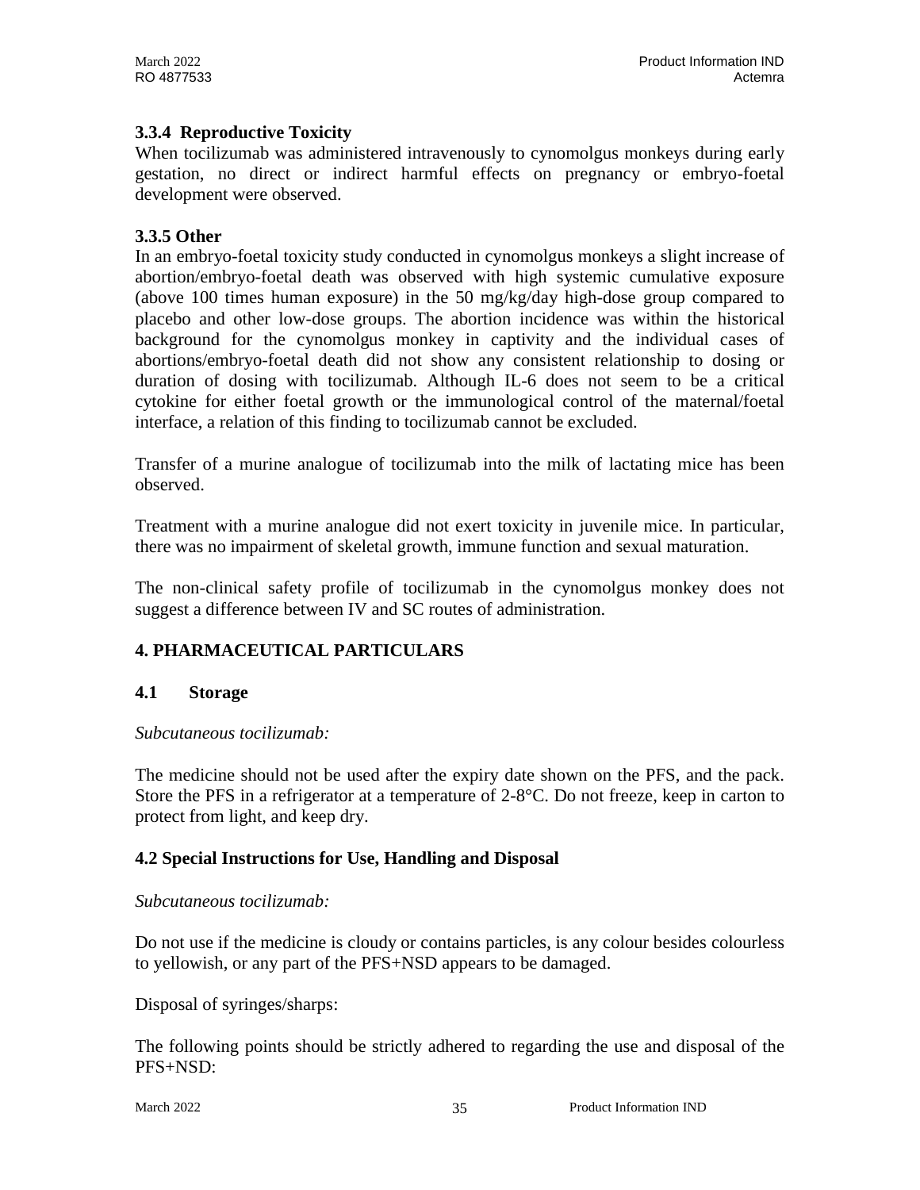### 3.3.4 Reproductive Toxicity

When tocilizumab was administered intravenously to cynomolgus monkeys during early gestation, no direct or indirect harmful effects on pregnancy or embryo-foetal development were observed.

### 3.3.5 Other

In an embryo-foetal toxicity study conducted in cynomolgus monkeys a slight increase of abortion/embryo-foetal death was observed with high systemic cumulative exposure (above 100 times human exposure) in the 50 mg/kg/day high-dose group compared to placebo and other low-dose groups. The abortion incidence was within the historical background for the cynomolgus monkey in captivity and the individual cases of abortions/embryo-foetal death did not show any consistent relationship to dosing or duration of dosing with tocilizumab. Although IL-6 does not seem to be a critical cytokine for either foetal growth or the immunological control of the maternal/foetal interface, a relation of this finding to tocilizumab cannot be excluded.

Transfer of a murine analogue of tocilizumab into the milk of lactating mice has been observed.

Treatment with a murine analogue did not exert toxicity in juvenile mice. In particular, there was no impairment of skeletal growth, immune function and sexual maturation.

The non-clinical safety profile of tocilizumab in the cynomolgus monkey does not suggest a difference between IV and SC routes of administration.

## 4. PHARMACEUTICAL PARTICULARS

### 4.1 Storage

*Subcutaneous tocilizumab:*

The medicine should not be used after the expiry date shown on the PFS, and the pack. Store the PFS in a refrigerator at a temperature of 2-8°C. Do not freeze, keep in carton to protect from light, and keep dry.

### 4.2 Special Instructions for Use, Handling and Disposal

*Subcutaneous tocilizumab:*

Do not use if the medicine is cloudy or contains particles, is any colour besides colourless to yellowish, or any part of the PFS+NSD appears to be damaged.

Disposal of syringes/sharps:

The following points should be strictly adhered to regarding the use and disposal of the PFS+NSD: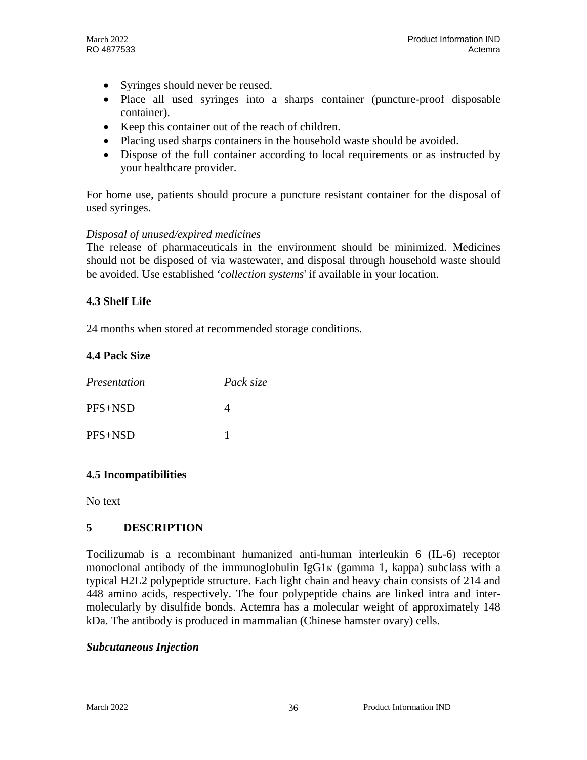- Syringes should never be reused.
- Place all used syringes into a sharps container (puncture-proof disposable container).
- Keep this container out of the reach of children.
- Placing used sharps containers in the household waste should be avoided.
- Dispose of the full container according to local requirements or as instructed by your healthcare provider.

For home use, patients should procure a puncture resistant container for the disposal of used syringes.

*Disposal of unused/expired medicines*

The release of pharmaceuticals in the environment should be minimized. Medicines should not be disposed of via wastewater, and disposal through household waste should be avoided. Use established '*collection systems*' if available in your location.

### 4.3 Shelf Life

24 months when stored at recommended storage conditions.

### 4.4 Pack Size

| *Presentation* | *Pack size* |
|---|---|
| PFS+NSD | 4 |
| PFS+NSD | 1 |

### 4.5 Incompatibilities

No text

## 5 DESCRIPTION

Tocilizumab is a recombinant humanized anti-human interleukin 6 (IL-6) receptor monoclonal antibody of the immunoglobulin IgG1κ (gamma 1, kappa) subclass with a typical H2L2 polypeptide structure. Each light chain and heavy chain consists of 214 and 448 amino acids, respectively. The four polypeptide chains are linked intra and inter-molecularly by disulfide bonds. Actemra has a molecular weight of approximately 148 kDa. The antibody is produced in mammalian (Chinese hamster ovary) cells.

***Subcutaneous Injection***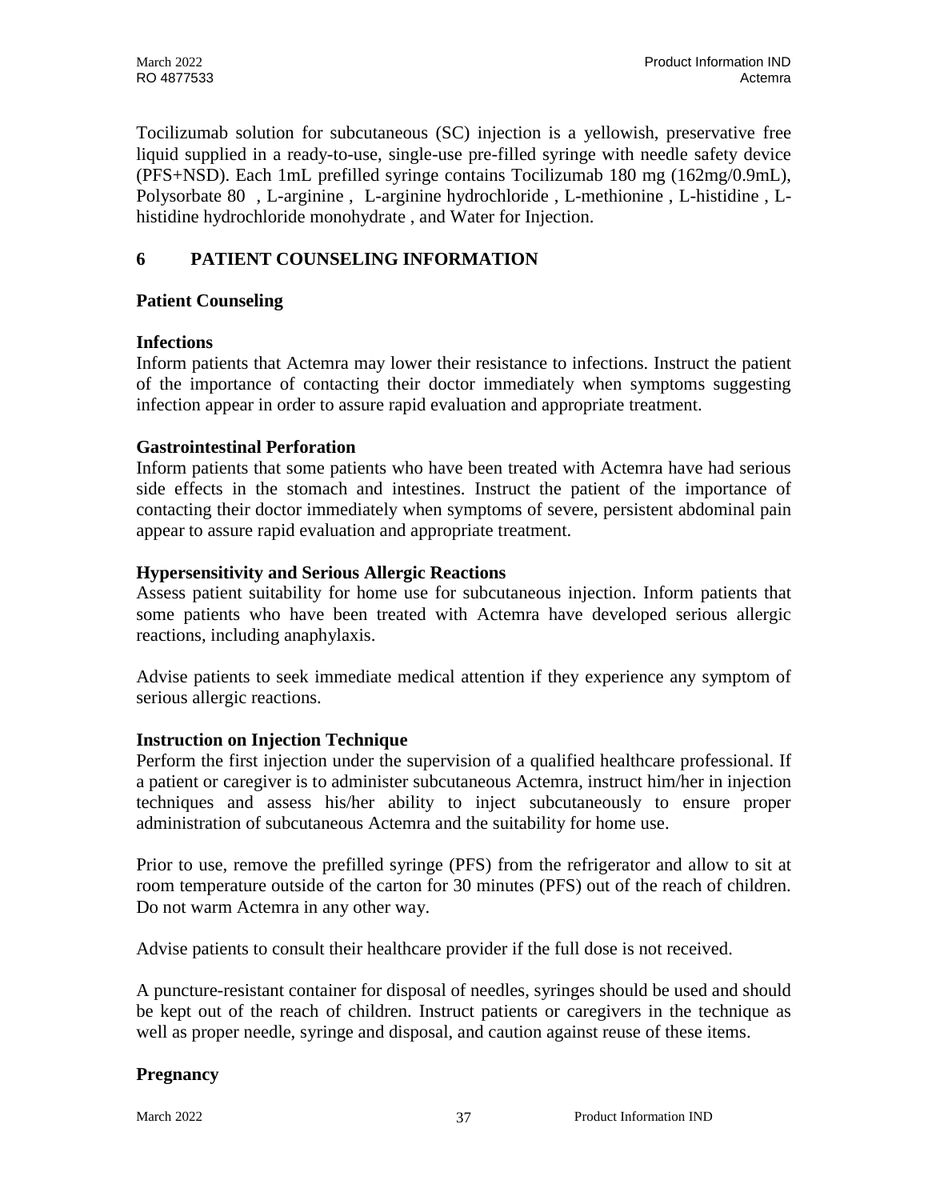Tocilizumab solution for subcutaneous (SC) injection is a yellowish, preservative free liquid supplied in a ready-to-use, single-use pre-filled syringe with needle safety device (PFS+NSD). Each 1mL prefilled syringe contains Tocilizumab 180 mg (162mg/0.9mL), Polysorbate 80 , L-arginine , L-arginine hydrochloride , L-methionine , L-histidine , L-histidine hydrochloride monohydrate , and Water for Injection.

## 6 PATIENT COUNSELING INFORMATION

### Patient Counseling

**Infections**

Inform patients that Actemra may lower their resistance to infections. Instruct the patient of the importance of contacting their doctor immediately when symptoms suggesting infection appear in order to assure rapid evaluation and appropriate treatment.

**Gastrointestinal Perforation**

Inform patients that some patients who have been treated with Actemra have had serious side effects in the stomach and intestines. Instruct the patient of the importance of contacting their doctor immediately when symptoms of severe, persistent abdominal pain appear to assure rapid evaluation and appropriate treatment.

**Hypersensitivity and Serious Allergic Reactions**

Assess patient suitability for home use for subcutaneous injection. Inform patients that some patients who have been treated with Actemra have developed serious allergic reactions, including anaphylaxis.

Advise patients to seek immediate medical attention if they experience any symptom of serious allergic reactions.

**Instruction on Injection Technique**

Perform the first injection under the supervision of a qualified healthcare professional. If a patient or caregiver is to administer subcutaneous Actemra, instruct him/her in injection techniques and assess his/her ability to inject subcutaneously to ensure proper administration of subcutaneous Actemra and the suitability for home use.

Prior to use, remove the prefilled syringe (PFS) from the refrigerator and allow to sit at room temperature outside of the carton for 30 minutes (PFS) out of the reach of children. Do not warm Actemra in any other way.

Advise patients to consult their healthcare provider if the full dose is not received.

A puncture-resistant container for disposal of needles, syringes should be used and should be kept out of the reach of children. Instruct patients or caregivers in the technique as well as proper needle, syringe and disposal, and caution against reuse of these items.

**Pregnancy**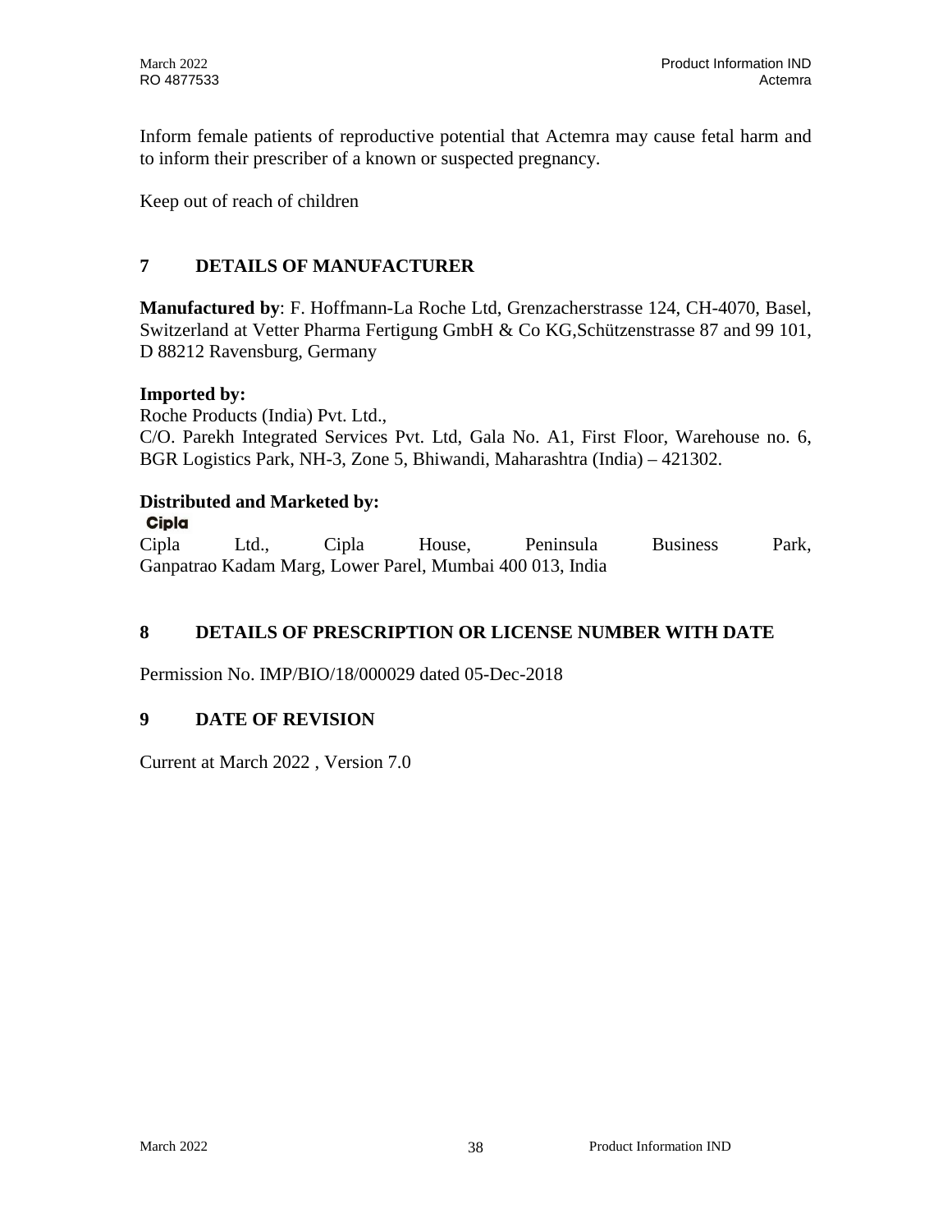Inform female patients of reproductive potential that Actemra may cause fetal harm and to inform their prescriber of a known or suspected pregnancy.

Keep out of reach of children

## 7 DETAILS OF MANUFACTURER

**Manufactured by**: F. Hoffmann-La Roche Ltd, Grenzacherstrasse 124, CH-4070, Basel, Switzerland at Vetter Pharma Fertigung GmbH & Co KG,Schützenstrasse 87 and 99 101, D 88212 Ravensburg, Germany

**Imported by:**
Roche Products (India) Pvt. Ltd.,
C/O. Parekh Integrated Services Pvt. Ltd, Gala No. A1, First Floor, Warehouse no. 6, BGR Logistics Park, NH-3, Zone 5, Bhiwandi, Maharashtra (India) – 421302.

**Distributed and Marketed by:**
**Cipla**
Cipla Ltd., Cipla House, Peninsula Business Park, Ganpatrao Kadam Marg, Lower Parel, Mumbai 400 013, India

## 8 DETAILS OF PRESCRIPTION OR LICENSE NUMBER WITH DATE

Permission No. IMP/BIO/18/000029 dated 05-Dec-2018

## 9 DATE OF REVISION

Current at March 2022 , Version 7.0